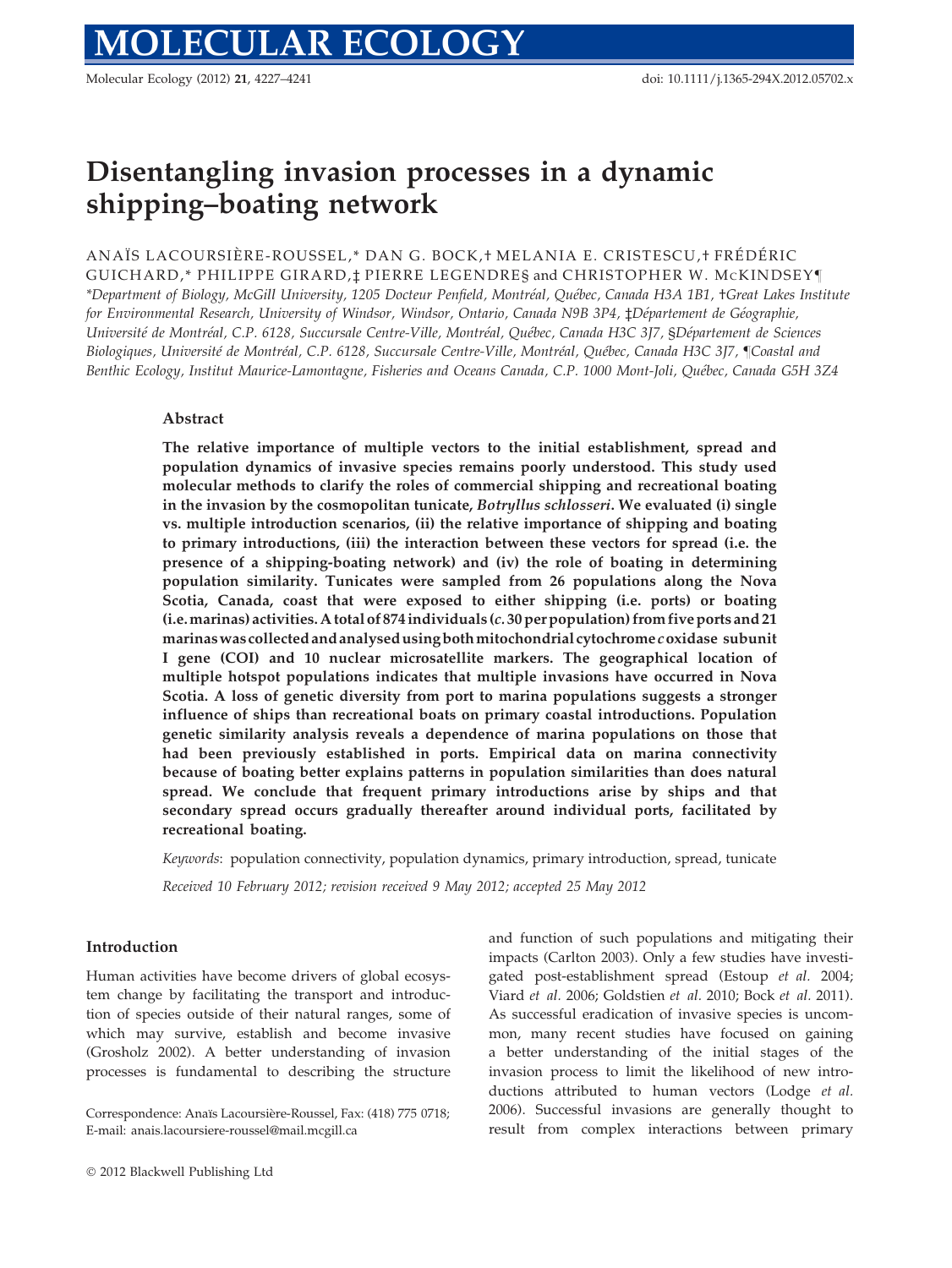# Disentangling invasion processes in a dynamic shipping–boating network

ANAÏS LACOURSIÈRE-ROUSSEL,* DAN G. BOCK,† MELANIA E. CRISTESCU,† FRÉDÉRIC GUICHARD,* PHILIPPE GIRARD,‡ PIERRE LEGENDRE§ and CHRISTOPHER W. McKINDSEY¶

*Department of Biology, McGill University, 1205 Docteur Penfield, Montréal, Québec, Canada H3A 1B1, †Great Lakes Institute for Environmental Research, University of Windsor, Windsor, Ontario, Canada N9B 3P4, ‡Département de Géographie, Université de Montréal, C.P. 6128, Succursale Centre-Ville, Montréal, Québec, Canada H3C 3J7, §Département de Sciences Biologiques, Université de Montréal, C.P. 6128, Succursale Centre-Ville, Montréal, Québec, Canada H3C 3J7, ¶Coastal and Benthic Ecology, Institut Maurice-Lamontagne, Fisheries and Oceans Canada, C.P. 1000 Mont-Joli, Québec, Canada G5H 3Z4

## Abstract

**The relative importance of multiple vectors to the initial establishment, spread and population dynamics of invasive species remains poorly understood. This study used molecular methods to clarify the roles of commercial shipping and recreational boating in the invasion by the cosmopolitan tunicate, *Botryllus schlosseri*. We evaluated (i) single vs. multiple introduction scenarios, (ii) the relative importance of shipping and boating to primary introductions, (iii) the interaction between these vectors for spread (i.e. the presence of a shipping-boating network) and (iv) the role of boating in determining population similarity. Tunicates were sampled from 26 populations along the Nova Scotia, Canada, coast that were exposed to either shipping (i.e. ports) or boating (i.e. marinas) activities. A total of 874 individuals (*c.* 30 per population) from five ports and 21 marinas was collected and analysed using both mitochondrial cytochrome *c* oxidase subunit I gene (COI) and 10 nuclear microsatellite markers. The geographical location of multiple hotspot populations indicates that multiple invasions have occurred in Nova Scotia. A loss of genetic diversity from port to marina populations suggests a stronger influence of ships than recreational boats on primary coastal introductions. Population genetic similarity analysis reveals a dependence of marina populations on those that had been previously established in ports. Empirical data on marina connectivity because of boating better explains patterns in population similarities than does natural spread. We conclude that frequent primary introductions arise by ships and that secondary spread occurs gradually thereafter around individual ports, facilitated by recreational boating.**

*Keywords*: population connectivity, population dynamics, primary introduction, spread, tunicate

*Received 10 February 2012; revision received 9 May 2012; accepted 25 May 2012*

## Introduction

Human activities have become drivers of global ecosystem change by facilitating the transport and introduction of species outside of their natural ranges, some of which may survive, establish and become invasive (Grosholz 2002). A better understanding of invasion processes is fundamental to describing the structure and function of such populations and mitigating their impacts (Carlton 2003). Only a few studies have investigated post-establishment spread (Estoup *et al.* 2004; Viard *et al.* 2006; Goldstien *et al.* 2010; Bock *et al.* 2011). As successful eradication of invasive species is uncommon, many recent studies have focused on gaining a better understanding of the initial stages of the invasion process to limit the likelihood of new introductions attributed to human vectors (Lodge *et al.* 2006). Successful invasions are generally thought to result from complex interactions between primary

Correspondence: Anaïs Lacoursière-Roussel, Fax: (418) 775 0718; E-mail: anais.lacoursiere-roussel@mail.mcgill.ca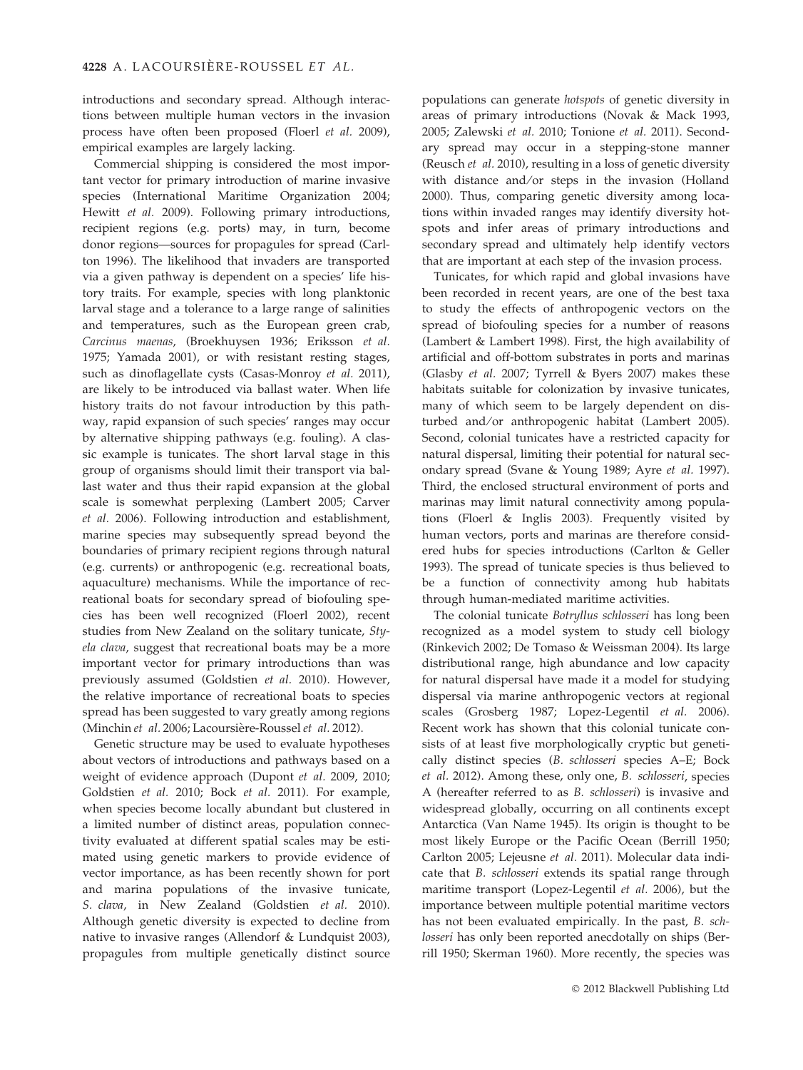introductions and secondary spread. Although interactions between multiple human vectors in the invasion process have often been proposed (Floerl *et al.* 2009), empirical examples are largely lacking.

Commercial shipping is considered the most important vector for primary introduction of marine invasive species (International Maritime Organization 2004; Hewitt *et al.* 2009). Following primary introductions, recipient regions (e.g. ports) may, in turn, become donor regions—sources for propagules for spread (Carlton 1996). The likelihood that invaders are transported via a given pathway is dependent on a species' life history traits. For example, species with long planktonic larval stage and a tolerance to a large range of salinities and temperatures, such as the European green crab, *Carcinus maenas*, (Broekhuysen 1936; Eriksson *et al.* 1975; Yamada 2001), or with resistant resting stages, such as dinoflagellate cysts (Casas-Monroy *et al.* 2011), are likely to be introduced via ballast water. When life history traits do not favour introduction by this pathway, rapid expansion of such species' ranges may occur by alternative shipping pathways (e.g. fouling). A classic example is tunicates. The short larval stage in this group of organisms should limit their transport via ballast water and thus their rapid expansion at the global scale is somewhat perplexing (Lambert 2005; Carver *et al.* 2006). Following introduction and establishment, marine species may subsequently spread beyond the boundaries of primary recipient regions through natural (e.g. currents) or anthropogenic (e.g. recreational boats, aquaculture) mechanisms. While the importance of recreational boats for secondary spread of biofouling species has been well recognized (Floerl 2002), recent studies from New Zealand on the solitary tunicate, *Styela clava*, suggest that recreational boats may be a more important vector for primary introductions than was previously assumed (Goldstien *et al.* 2010). However, the relative importance of recreational boats to species spread has been suggested to vary greatly among regions (Minchin *et al.* 2006; Lacoursière-Roussel *et al.* 2012).

Genetic structure may be used to evaluate hypotheses about vectors of introductions and pathways based on a weight of evidence approach (Dupont *et al.* 2009, 2010; Goldstien *et al.* 2010; Bock *et al.* 2011). For example, when species become locally abundant but clustered in a limited number of distinct areas, population connectivity evaluated at different spatial scales may be estimated using genetic markers to provide evidence of vector importance, as has been recently shown for port and marina populations of the invasive tunicate, *S. clava*, in New Zealand (Goldstien *et al.* 2010). Although genetic diversity is expected to decline from native to invasive ranges (Allendorf & Lundquist 2003), propagules from multiple genetically distinct source populations can generate *hotspots* of genetic diversity in areas of primary introductions (Novak & Mack 1993, 2005; Zalewski *et al.* 2010; Tonione *et al.* 2011). Secondary spread may occur in a stepping-stone manner (Reusch *et al.* 2010), resulting in a loss of genetic diversity with distance and/or steps in the invasion (Holland 2000). Thus, comparing genetic diversity among locations within invaded ranges may identify diversity hotspots and infer areas of primary introductions and secondary spread and ultimately help identify vectors that are important at each step of the invasion process.

Tunicates, for which rapid and global invasions have been recorded in recent years, are one of the best taxa to study the effects of anthropogenic vectors on the spread of biofouling species for a number of reasons (Lambert & Lambert 1998). First, the high availability of artificial and off-bottom substrates in ports and marinas (Glasby *et al.* 2007; Tyrrell & Byers 2007) makes these habitats suitable for colonization by invasive tunicates, many of which seem to be largely dependent on disturbed and/or anthropogenic habitat (Lambert 2005). Second, colonial tunicates have a restricted capacity for natural dispersal, limiting their potential for natural secondary spread (Svane & Young 1989; Ayre *et al.* 1997). Third, the enclosed structural environment of ports and marinas may limit natural connectivity among populations (Floerl & Inglis 2003). Frequently visited by human vectors, ports and marinas are therefore considered hubs for species introductions (Carlton & Geller 1993). The spread of tunicate species is thus believed to be a function of connectivity among hub habitats through human-mediated maritime activities.

The colonial tunicate *Botryllus schlosseri* has long been recognized as a model system to study cell biology (Rinkevich 2002; De Tomaso & Weissman 2004). Its large distributional range, high abundance and low capacity for natural dispersal have made it a model for studying dispersal via marine anthropogenic vectors at regional scales (Grosberg 1987; Lopez-Legentil *et al.* 2006). Recent work has shown that this colonial tunicate consists of at least five morphologically cryptic but genetically distinct species (*B. schlosseri* species A–E; Bock *et al.* 2012). Among these, only one, *B. schlosseri*, species A (hereafter referred to as *B. schlosseri*) is invasive and widespread globally, occurring on all continents except Antarctica (Van Name 1945). Its origin is thought to be most likely Europe or the Pacific Ocean (Berrill 1950; Carlton 2005; Lejeusne *et al.* 2011). Molecular data indicate that *B. schlosseri* extends its spatial range through maritime transport (Lopez-Legentil *et al.* 2006), but the importance between multiple potential maritime vectors has not been evaluated empirically. In the past, *B. schlosseri* has only been reported anecdotally on ships (Berrill 1950; Skerman 1960). More recently, the species was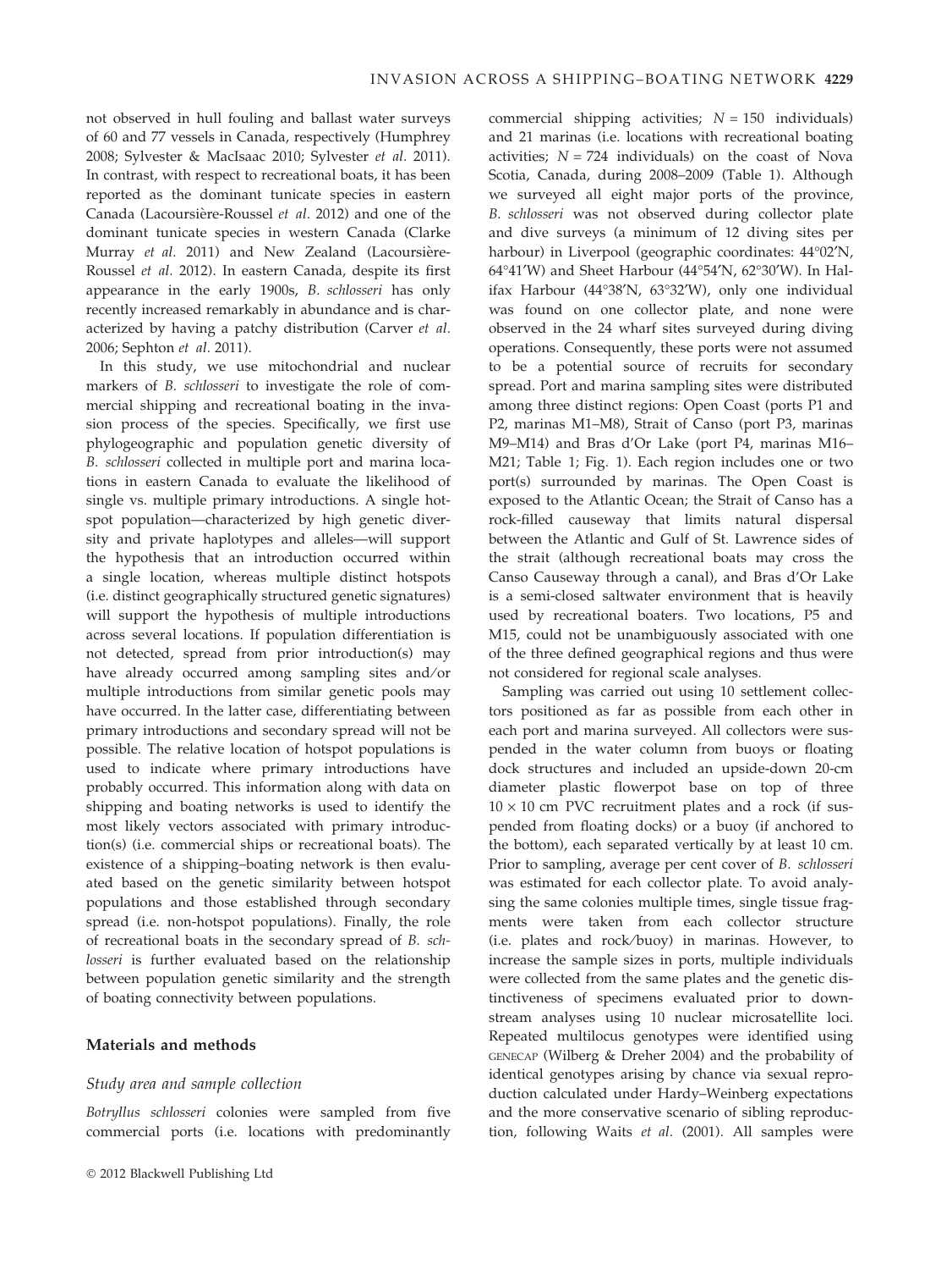not observed in hull fouling and ballast water surveys of 60 and 77 vessels in Canada, respectively (Humphrey 2008; Sylvester & MacIsaac 2010; Sylvester *et al.* 2011). In contrast, with respect to recreational boats, it has been reported as the dominant tunicate species in eastern Canada (Lacoursière-Roussel *et al.* 2012) and one of the dominant tunicate species in western Canada (Clarke Murray *et al.* 2011) and New Zealand (Lacoursière-Roussel *et al.* 2012). In eastern Canada, despite its first appearance in the early 1900s, *B. schlosseri* has only recently increased remarkably in abundance and is characterized by having a patchy distribution (Carver *et al.* 2006; Sephton *et al.* 2011).

In this study, we use mitochondrial and nuclear markers of *B. schlosseri* to investigate the role of commercial shipping and recreational boating in the invasion process of the species. Specifically, we first use phylogeographic and population genetic diversity of *B. schlosseri* collected in multiple port and marina locations in eastern Canada to evaluate the likelihood of single vs. multiple primary introductions. A single hotspot population—characterized by high genetic diversity and private haplotypes and alleles—will support the hypothesis that an introduction occurred within a single location, whereas multiple distinct hotspots (i.e. distinct geographically structured genetic signatures) will support the hypothesis of multiple introductions across several locations. If population differentiation is not detected, spread from prior introduction(s) may have already occurred among sampling sites and/or multiple introductions from similar genetic pools may have occurred. In the latter case, differentiating between primary introductions and secondary spread will not be possible. The relative location of hotspot populations is used to indicate where primary introductions have probably occurred. This information along with data on shipping and boating networks is used to identify the most likely vectors associated with primary introduction(s) (i.e. commercial ships or recreational boats). The existence of a shipping–boating network is then evaluated based on the genetic similarity between hotspot populations and those established through secondary spread (i.e. non-hotspot populations). Finally, the role of recreational boats in the secondary spread of *B. schlosseri* is further evaluated based on the relationship between population genetic similarity and the strength of boating connectivity between populations.

## Materials and methods

### Study area and sample collection

*Botryllus schlosseri* colonies were sampled from five commercial ports (i.e. locations with predominantly commercial shipping activities; $N = 150$ individuals) and 21 marinas (i.e. locations with recreational boating activities; $N = 724$ individuals) on the coast of Nova Scotia, Canada, during 2008–2009 (Table 1). Although we surveyed all eight major ports of the province, *B. schlosseri* was not observed during collector plate and dive surveys (a minimum of 12 diving sites per harbour) in Liverpool (geographic coordinates: 44°02′N, 64°41′W) and Sheet Harbour (44°54′N, 62°30′W). In Halifax Harbour (44°38′N, 63°32′W), only one individual was found on one collector plate, and none were observed in the 24 wharf sites surveyed during diving operations. Consequently, these ports were not assumed to be a potential source of recruits for secondary spread. Port and marina sampling sites were distributed among three distinct regions: Open Coast (ports P1 and P2, marinas M1–M8), Strait of Canso (port P3, marinas M9–M14) and Bras d'Or Lake (port P4, marinas M16–M21; Table 1; Fig. 1). Each region includes one or two port(s) surrounded by marinas. The Open Coast is exposed to the Atlantic Ocean; the Strait of Canso has a rock-filled causeway that limits natural dispersal between the Atlantic and Gulf of St. Lawrence sides of the strait (although recreational boats may cross the Canso Causeway through a canal), and Bras d'Or Lake is a semi-closed saltwater environment that is heavily used by recreational boaters. Two locations, P5 and M15, could not be unambiguously associated with one of the three defined geographical regions and thus were not considered for regional scale analyses.

Sampling was carried out using 10 settlement collectors positioned as far as possible from each other in each port and marina surveyed. All collectors were suspended in the water column from buoys or floating dock structures and included an upside-down 20-cm diameter plastic flowerpot base on top of three $10 \times 10$ cm PVC recruitment plates and a rock (if suspended from floating docks) or a buoy (if anchored to the bottom), each separated vertically by at least 10 cm. Prior to sampling, average per cent cover of *B. schlosseri* was estimated for each collector plate. To avoid analysing the same colonies multiple times, single tissue fragments were taken from each collector structure (i.e. plates and rock/buoy) in marinas. However, to increase the sample sizes in ports, multiple individuals were collected from the same plates and the genetic distinctiveness of specimens evaluated prior to downstream analyses using 10 nuclear microsatellite loci. Repeated multilocus genotypes were identified using GENECAP (Wilberg & Dreher 2004) and the probability of identical genotypes arising by chance via sexual reproduction calculated under Hardy–Weinberg expectations and the more conservative scenario of sibling reproduction, following Waits *et al.* (2001). All samples were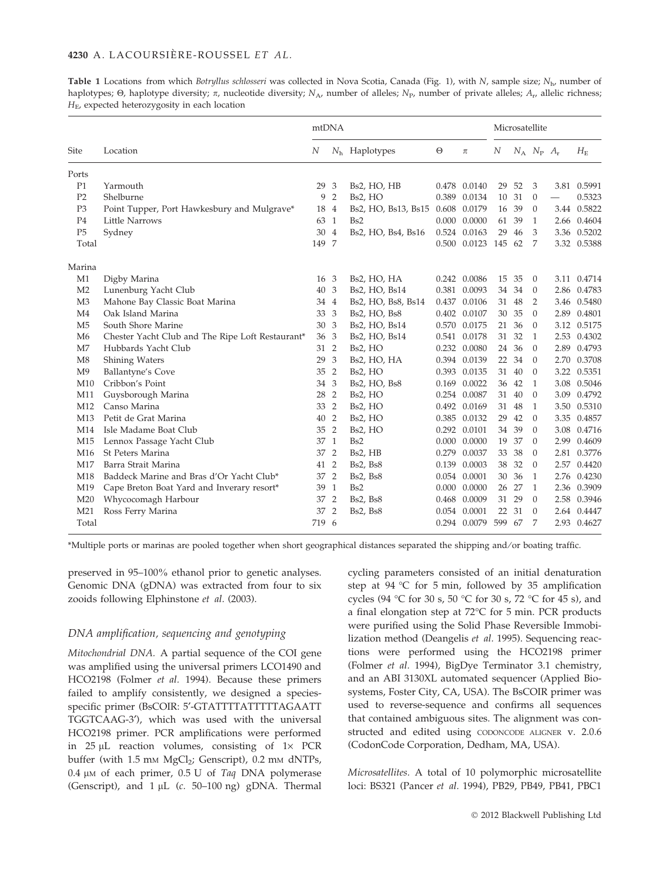**Table 1** Locations from which *Botryllus schlosseri* was collected in Nova Scotia, Canada (Fig. 1), with $N$, sample size; $N_h$, number of haplotypes; Θ, haplotype diversity; π, nucleotide diversity; $N_A$, number of alleles; $N_P$, number of private alleles; $A_r$, allelic richness; $H_E$, expected heterozygosity in each location

| | | mtDNA | | | | | Microsatellite | | | | |
|---|---|---|---|---|---|---|---|---|---|---|---|
| Site | Location | $N$ | $N_h$ | Haplotypes | Θ | π | $N$ | $N_A$ | $N_P$ | $A_r$ | $H_E$ |
| Ports | | | | | | | | | | | |
| P1 | Yarmouth | 29 | 3 | Bs2, HO, HB | 0.478 | 0.0140 | 29 | 52 | 3 | 3.81 | 0.5991 |
| P2 | Shelburne | 9 | 2 | Bs2, HO | 0.389 | 0.0134 | 10 | 31 | 0 | — | 0.5323 |
| P3 | Point Tupper, Port Hawkesbury and Mulgrave* | 18 | 4 | Bs2, HO, Bs13, Bs15 | 0.608 | 0.0179 | 16 | 39 | 0 | 3.44 | 0.5822 |
| P4 | Little Narrows | 63 | 1 | Bs2 | 0.000 | 0.0000 | 61 | 39 | 1 | 2.66 | 0.4604 |
| P5 | Sydney | 30 | 4 | Bs2, HO, Bs4, Bs16 | 0.524 | 0.0163 | 29 | 46 | 3 | 3.36 | 0.5202 |
| Total | | 149 | 7 | | 0.500 | 0.0123 | 145 | 62 | 7 | 3.32 | 0.5388 |
| Marina | | | | | | | | | | | |
| M1 | Digby Marina | 16 | 3 | Bs2, HO, HA | 0.242 | 0.0086 | 15 | 35 | 0 | 3.11 | 0.4714 |
| M2 | Lunenburg Yacht Club | 40 | 3 | Bs2, HO, Bs14 | 0.381 | 0.0093 | 34 | 34 | 0 | 2.86 | 0.4783 |
| M3 | Mahone Bay Classic Boat Marina | 34 | 4 | Bs2, HO, Bs8, Bs14 | 0.437 | 0.0106 | 31 | 48 | 2 | 3.46 | 0.5480 |
| M4 | Oak Island Marina | 33 | 3 | Bs2, HO, Bs8 | 0.402 | 0.0107 | 30 | 35 | 0 | 2.89 | 0.4801 |
| M5 | South Shore Marine | 30 | 3 | Bs2, HO, Bs14 | 0.570 | 0.0175 | 21 | 36 | 0 | 3.12 | 0.5175 |
| M6 | Chester Yacht Club and The Ripe Loft Restaurant* | 36 | 3 | Bs2, HO, Bs14 | 0.541 | 0.0178 | 31 | 32 | 1 | 2.53 | 0.4302 |
| M7 | Hubbards Yacht Club | 31 | 2 | Bs2, HO | 0.232 | 0.0080 | 24 | 36 | 0 | 2.89 | 0.4793 |
| M8 | Shining Waters | 29 | 3 | Bs2, HO, HA | 0.394 | 0.0139 | 22 | 34 | 0 | 2.70 | 0.3708 |
| M9 | Ballantyne's Cove | 35 | 2 | Bs2, HO | 0.393 | 0.0135 | 31 | 40 | 0 | 3.22 | 0.5351 |
| M10 | Cribbon's Point | 34 | 3 | Bs2, HO, Bs8 | 0.169 | 0.0022 | 36 | 42 | 1 | 3.08 | 0.5046 |
| M11 | Guysborough Marina | 28 | 2 | Bs2, HO | 0.254 | 0.0087 | 31 | 40 | 0 | 3.09 | 0.4792 |
| M12 | Canso Marina | 33 | 2 | Bs2, HO | 0.492 | 0.0169 | 31 | 48 | 1 | 3.50 | 0.5310 |
| M13 | Petit de Grat Marina | 40 | 2 | Bs2, HO | 0.385 | 0.0132 | 29 | 42 | 0 | 3.35 | 0.4857 |
| M14 | Isle Madame Boat Club | 35 | 2 | Bs2, HO | 0.292 | 0.0101 | 34 | 39 | 0 | 3.08 | 0.4716 |
| M15 | Lennox Passage Yacht Club | 37 | 1 | Bs2 | 0.000 | 0.0000 | 19 | 37 | 0 | 2.99 | 0.4609 |
| M16 | St Peters Marina | 37 | 2 | Bs2, HB | 0.279 | 0.0037 | 33 | 38 | 0 | 2.81 | 0.3776 |
| M17 | Barra Strait Marina | 41 | 2 | Bs2, Bs8 | 0.139 | 0.0003 | 38 | 32 | 0 | 2.57 | 0.4420 |
| M18 | Baddeck Marine and Bras d'Or Yacht Club* | 37 | 2 | Bs2, Bs8 | 0.054 | 0.0001 | 30 | 36 | 1 | 2.76 | 0.4230 |
| M19 | Cape Breton Boat Yard and Inverary resort* | 39 | 1 | Bs2 | 0.000 | 0.0000 | 26 | 27 | 1 | 2.36 | 0.3909 |
| M20 | Whycocomagh Harbour | 37 | 2 | Bs2, Bs8 | 0.468 | 0.0009 | 31 | 29 | 0 | 2.58 | 0.3946 |
| M21 | Ross Ferry Marina | 37 | 2 | Bs2, Bs8 | 0.054 | 0.0001 | 22 | 31 | 0 | 2.64 | 0.4447 |
| Total | | 719 | 6 | | 0.294 | 0.0079 | 599 | 67 | 7 | 2.93 | 0.4627 |

*Multiple ports or marinas are pooled together when short geographical distances separated the shipping and/or boating traffic.

preserved in 95–100% ethanol prior to genetic analyses. Genomic DNA (gDNA) was extracted from four to six zooids following Elphinstone *et al.* (2003).

### DNA amplification, sequencing and genotyping

*Mitochondrial DNA.* A partial sequence of the COI gene was amplified using the universal primers LCO1490 and HCO2198 (Folmer *et al.* 1994). Because these primers failed to amplify consistently, we designed a species-specific primer (BsCOIR: 5′-GTATTTTATTTTTAGAATT TGGTCAAG-3′), which was used with the universal HCO2198 primer. PCR amplifications were performed in 25 μL reaction volumes, consisting of 1× PCR buffer (with 1.5 mM $MgCl_2$; Genscript), 0.2 mM dNTPs, 0.4 μM of each primer, 0.5 U of *Taq* DNA polymerase (Genscript), and 1 μL (*c.* 50–100 ng) gDNA. Thermal cycling parameters consisted of an initial denaturation step at 94 °C for 5 min, followed by 35 amplification cycles (94 °C for 30 s, 50 °C for 30 s, 72 °C for 45 s), and a final elongation step at 72°C for 5 min. PCR products were purified using the Solid Phase Reversible Immobilization method (Deangelis *et al.* 1995). Sequencing reactions were performed using the HCO2198 primer (Folmer *et al.* 1994), BigDye Terminator 3.1 chemistry, and an ABI 3130XL automated sequencer (Applied Biosystems, Foster City, CA, USA). The BsCOIR primer was used to reverse-sequence and confirms all sequences that contained ambiguous sites. The alignment was constructed and edited using CODONCODE ALIGNER v. 2.0.6 (CodonCode Corporation, Dedham, MA, USA).

*Microsatellites.* A total of 10 polymorphic microsatellite loci: BS321 (Pancer *et al.* 1994), PB29, PB49, PB41, PBC1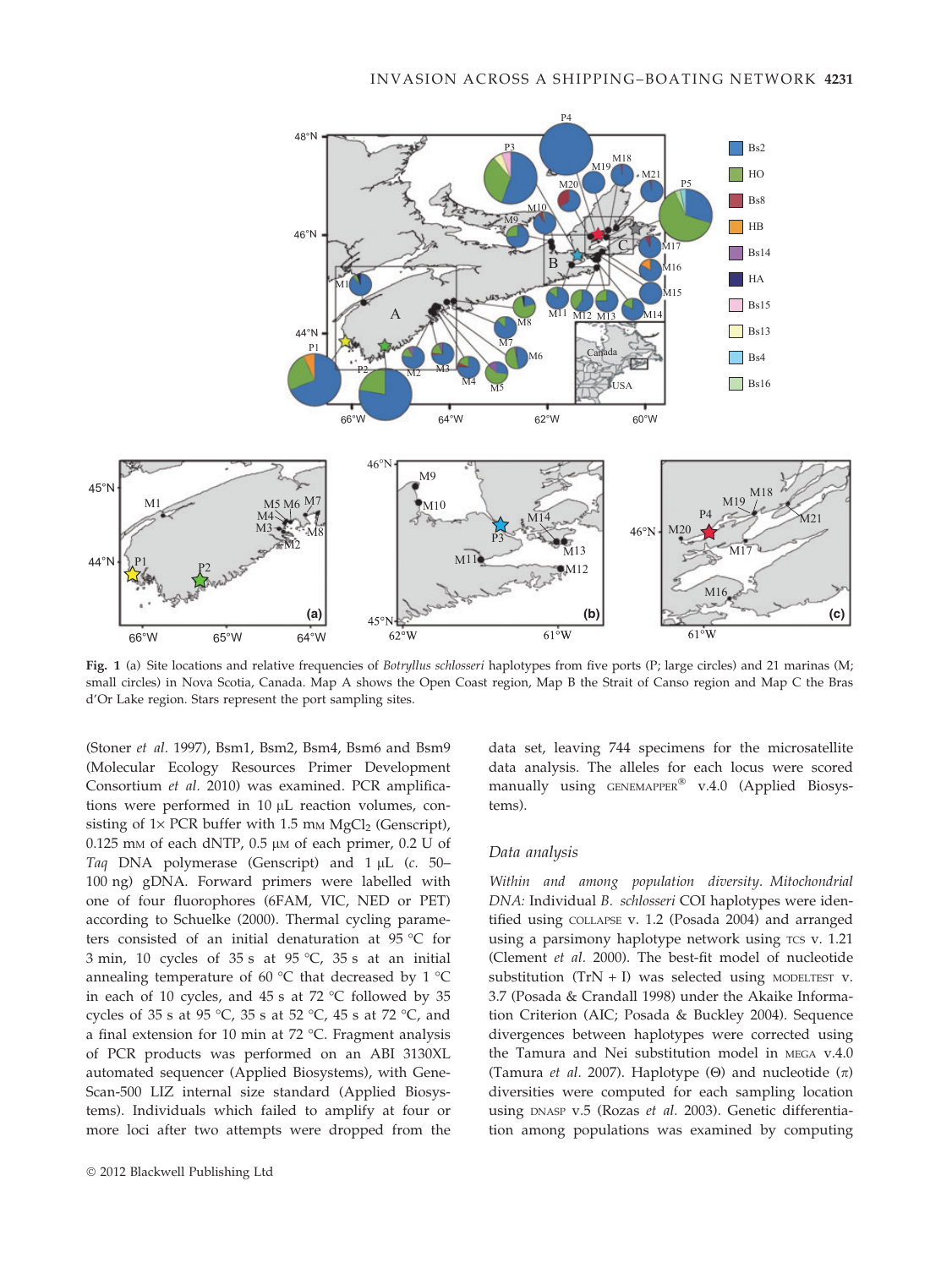Fig. 1 (a) Site locations and relative frequencies of *Botryllus schlosseri* haplotypes from five ports (P; large circles) and 21 marinas (M; small circles) in Nova Scotia, Canada. Map A shows the Open Coast region, Map B the Strait of Canso region and Map C the Bras d'Or Lake region. Stars represent the port sampling sites.

(Stoner *et al.* 1997), Bsm1, Bsm2, Bsm4, Bsm6 and Bsm9 (Molecular Ecology Resources Primer Development Consortium *et al.* 2010) was examined. PCR amplifications were performed in 10 μL reaction volumes, consisting of 1× PCR buffer with 1.5 mM $MgCl_2$ (Genscript), 0.125 mM of each dNTP, 0.5 μM of each primer, 0.2 U of *Taq* DNA polymerase (Genscript) and 1 μL (*c.* 50–100 ng) gDNA. Forward primers were labelled with one of four fluorophores (6FAM, VIC, NED or PET) according to Schuelke (2000). Thermal cycling parameters consisted of an initial denaturation at 95 °C for 3 min, 10 cycles of 35 s at 95 °C, 35 s at an initial annealing temperature of 60 °C that decreased by 1 °C in each of 10 cycles, and 45 s at 72 °C followed by 35 cycles of 35 s at 95 °C, 35 s at 52 °C, 45 s at 72 °C, and a final extension for 10 min at 72 °C. Fragment analysis of PCR products was performed on an ABI 3130XL automated sequencer (Applied Biosystems), with GeneScan-500 LIZ internal size standard (Applied Biosystems). Individuals which failed to amplify at four or more loci after two attempts were dropped from the data set, leaving 744 specimens for the microsatellite data analysis. The alleles for each locus were scored manually using GENEMAPPER® v.4.0 (Applied Biosystems).

### Data analysis

*Within and among population diversity. Mitochondrial DNA:* Individual *B. schlosseri* COI haplotypes were identified using COLLAPSE v. 1.2 (Posada 2004) and arranged using a parsimony haplotype network using TCS v. 1.21 (Clement *et al.* 2000). The best-fit model of nucleotide substitution (TrN + I) was selected using MODELTEST v. 3.7 (Posada & Crandall 1998) under the Akaike Information Criterion (AIC; Posada & Buckley 2004). Sequence divergences between haplotypes were corrected using the Tamura and Nei substitution model in MEGA v.4.0 (Tamura *et al.* 2007). Haplotype ($\Theta$) and nucleotide ($\pi$) diversities were computed for each sampling location using DNASP v.5 (Rozas *et al.* 2003). Genetic differentiation among populations was examined by computing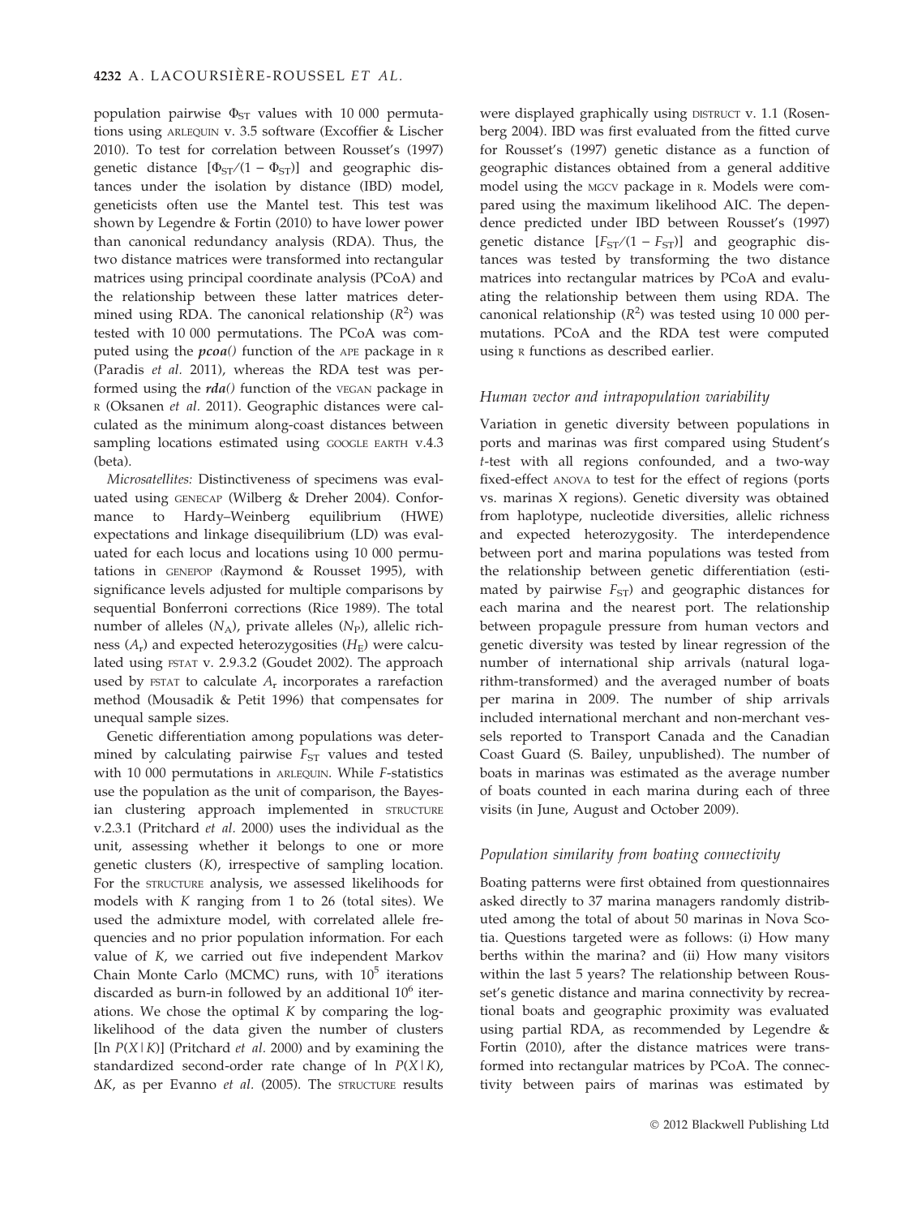population pairwise $\Phi_{ST}$ values with 10 000 permutations using ARLEQUIN v. 3.5 software (Excoffier & Lischer 2010). To test for correlation between Rousset's (1997) genetic distance [$\Phi_{ST}/(1-\Phi_{ST})$] and geographic distances under the isolation by distance (IBD) model, geneticists often use the Mantel test. This test was shown by Legendre & Fortin (2010) to have lower power than canonical redundancy analysis (RDA). Thus, the two distance matrices were transformed into rectangular matrices using principal coordinate analysis (PCoA) and the relationship between these latter matrices determined using RDA. The canonical relationship ($R^2$) was tested with 10 000 permutations. The PCoA was computed using the ***pcoa()*** function of the APE package in R (Paradis *et al.* 2011), whereas the RDA test was performed using the ***rda()*** function of the VEGAN package in R (Oksanen *et al.* 2011). Geographic distances were calculated as the minimum along-coast distances between sampling locations estimated using GOOGLE EARTH v.4.3 (beta).

*Microsatellites:* Distinctiveness of specimens was evaluated using GENECAP (Wilberg & Dreher 2004). Conformance to Hardy–Weinberg equilibrium (HWE) expectations and linkage disequilibrium (LD) was evaluated for each locus and locations using 10 000 permutations in GENEPOP (Raymond & Rousset 1995), with significance levels adjusted for multiple comparisons by sequential Bonferroni corrections (Rice 1989). The total number of alleles ($N_A$), private alleles ($N_P$), allelic richness ($A_r$) and expected heterozygosities ($H_E$) were calculated using FSTAT v. 2.9.3.2 (Goudet 2002). The approach used by FSTAT to calculate $A_r$ incorporates a rarefaction method (Mousadik & Petit 1996) that compensates for unequal sample sizes.

Genetic differentiation among populations was determined by calculating pairwise $F_{ST}$ values and tested with 10 000 permutations in ARLEQUIN. While *F*-statistics use the population as the unit of comparison, the Bayesian clustering approach implemented in STRUCTURE v.2.3.1 (Pritchard *et al.* 2000) uses the individual as the unit, assessing whether it belongs to one or more genetic clusters (*K*), irrespective of sampling location. For the STRUCTURE analysis, we assessed likelihoods for models with *K* ranging from 1 to 26 (total sites). We used the admixture model, with correlated allele frequencies and no prior population information. For each value of *K*, we carried out five independent Markov Chain Monte Carlo (MCMC) runs, with $10^5$ iterations discarded as burn-in followed by an additional $10^6$ iterations. We chose the optimal *K* by comparing the log-likelihood of the data given the number of clusters [$\ln P(X|K)$] (Pritchard *et al.* 2000) and by examining the standardized second-order rate change of $\ln P(X|K)$, $\Delta K$, as per Evanno *et al.* (2005). The STRUCTURE results were displayed graphically using DISTRUCT v. 1.1 (Rosenberg 2004). IBD was first evaluated from the fitted curve for Rousset's (1997) genetic distance as a function of geographic distances obtained from a general additive model using the MGCV package in R. Models were compared using the maximum likelihood AIC. The dependence predicted under IBD between Rousset's (1997) genetic distance [$F_{ST}/(1-F_{ST})$] and geographic distances was tested by transforming the two distance matrices into rectangular matrices by PCoA and evaluating the relationship between them using RDA. The canonical relationship ($R^2$) was tested using 10 000 permutations. PCoA and the RDA test were computed using R functions as described earlier.

### Human vector and intrapopulation variability

Variation in genetic diversity between populations in ports and marinas was first compared using Student's *t*-test with all regions confounded, and a two-way fixed-effect ANOVA to test for the effect of regions (ports vs. marinas X regions). Genetic diversity was obtained from haplotype, nucleotide diversities, allelic richness and expected heterozygosity. The interdependence between port and marina populations was tested from the relationship between genetic differentiation (estimated by pairwise $F_{ST}$) and geographic distances for each marina and the nearest port. The relationship between propagule pressure from human vectors and genetic diversity was tested by linear regression of the number of international ship arrivals (natural logarithm-transformed) and the averaged number of boats per marina in 2009. The number of ship arrivals included international merchant and non-merchant vessels reported to Transport Canada and the Canadian Coast Guard (S. Bailey, unpublished). The number of boats in marinas was estimated as the average number of boats counted in each marina during each of three visits (in June, August and October 2009).

### Population similarity from boating connectivity

Boating patterns were first obtained from questionnaires asked directly to 37 marina managers randomly distributed among the total of about 50 marinas in Nova Scotia. Questions targeted were as follows: (i) How many berths within the marina? and (ii) How many visitors within the last 5 years? The relationship between Rousset's genetic distance and marina connectivity by recreational boats and geographic proximity was evaluated using partial RDA, as recommended by Legendre & Fortin (2010), after the distance matrices were transformed into rectangular matrices by PCoA. The connectivity between pairs of marinas was estimated by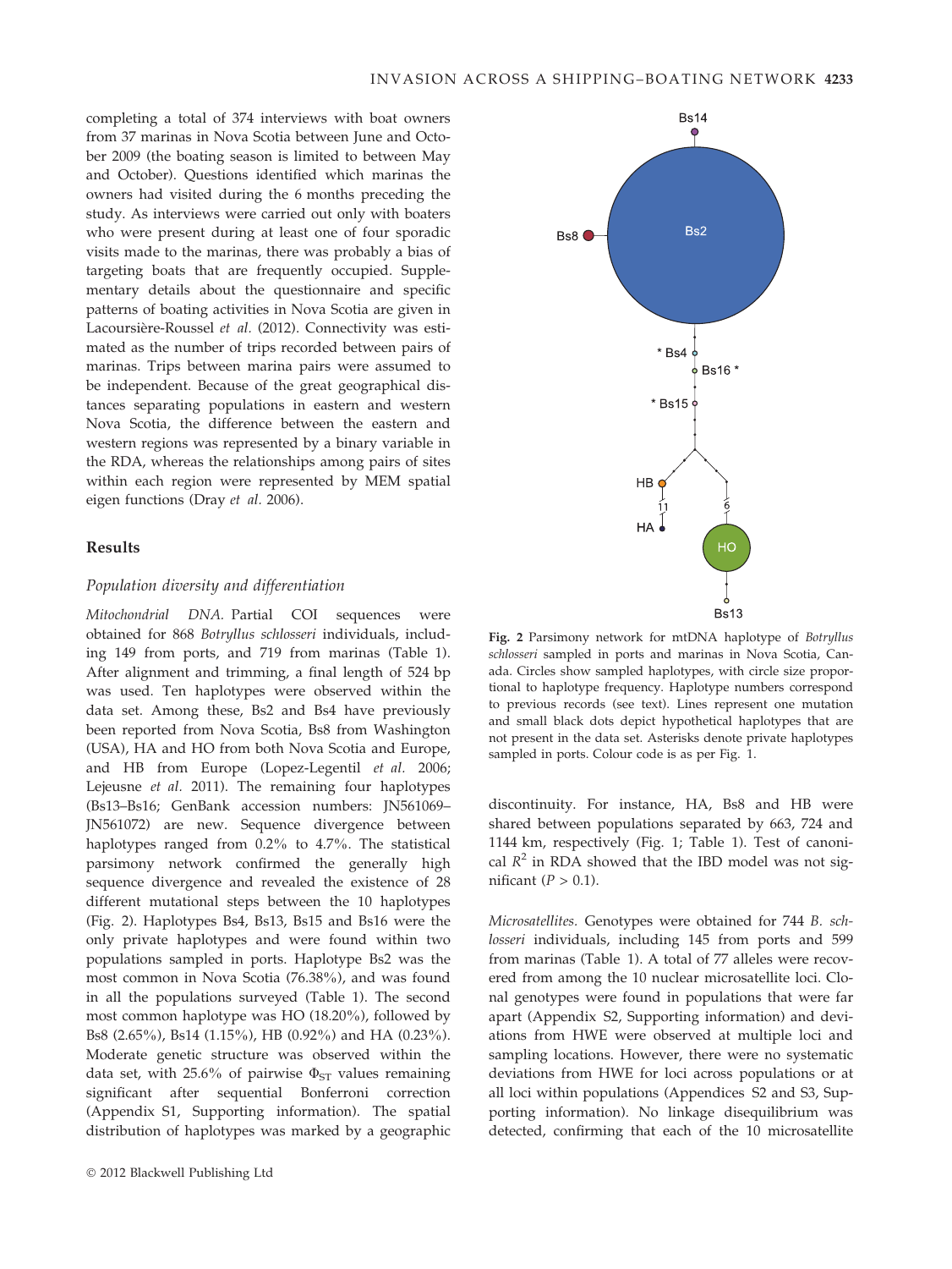completing a total of 374 interviews with boat owners from 37 marinas in Nova Scotia between June and October 2009 (the boating season is limited to between May and October). Questions identified which marinas the owners had visited during the 6 months preceding the study. As interviews were carried out only with boaters who were present during at least one of four sporadic visits made to the marinas, there was probably a bias of targeting boats that are frequently occupied. Supplementary details about the questionnaire and specific patterns of boating activities in Nova Scotia are given in Lacoursière-Roussel *et al.* (2012). Connectivity was estimated as the number of trips recorded between pairs of marinas. Trips between marina pairs were assumed to be independent. Because of the great geographical distances separating populations in eastern and western Nova Scotia, the difference between the eastern and western regions was represented by a binary variable in the RDA, whereas the relationships among pairs of sites within each region were represented by MEM spatial eigen functions (Dray *et al.* 2006).

## Results

### Population diversity and differentiation

*Mitochondrial DNA.* Partial COI sequences were obtained for 868 *Botryllus schlosseri* individuals, including 149 from ports, and 719 from marinas (Table 1). After alignment and trimming, a final length of 524 bp was used. Ten haplotypes were observed within the data set. Among these, Bs2 and Bs4 have previously been reported from Nova Scotia, Bs8 from Washington (USA), HA and HO from both Nova Scotia and Europe, and HB from Europe (Lopez-Legentil *et al.* 2006; Lejeusne *et al.* 2011). The remaining four haplotypes (Bs13–Bs16; GenBank accession numbers: JN561069–JN561072) are new. Sequence divergence between haplotypes ranged from 0.2% to 4.7%. The statistical parsimony network confirmed the generally high sequence divergence and revealed the existence of 28 different mutational steps between the 10 haplotypes (Fig. 2). Haplotypes Bs4, Bs13, Bs15 and Bs16 were the only private haplotypes and were found within two populations sampled in ports. Haplotype Bs2 was the most common in Nova Scotia (76.38%), and was found in all the populations surveyed (Table 1). The second most common haplotype was HO (18.20%), followed by Bs8 (2.65%), Bs14 (1.15%), HB (0.92%) and HA (0.23%). Moderate genetic structure was observed within the data set, with 25.6% of pairwise $\Phi_{ST}$ values remaining significant after sequential Bonferroni correction (Appendix S1, Supporting information). The spatial distribution of haplotypes was marked by a geographic discontinuity. For instance, HA, Bs8 and HB were shared between populations separated by 663, 724 and 1144 km, respectively (Fig. 1; Table 1). Test of canonical $R^2$ in RDA showed that the IBD model was not significant ($P > 0.1$).

**Fig. 2** Parsimony network for mtDNA haplotype of *Botryllus schlosseri* sampled in ports and marinas in Nova Scotia, Canada. Circles show sampled haplotypes, with circle size proportional to haplotype frequency. Haplotype numbers correspond to previous records (see text). Lines represent one mutation and small black dots depict hypothetical haplotypes that are not present in the data set. Asterisks denote private haplotypes sampled in ports. Colour code is as per Fig. 1.

*Microsatellites.* Genotypes were obtained for 744 *B. schlosseri* individuals, including 145 from ports and 599 from marinas (Table 1). A total of 77 alleles were recovered from among the 10 nuclear microsatellite loci. Clonal genotypes were found in populations that were far apart (Appendix S2, Supporting information) and deviations from HWE were observed at multiple loci and sampling locations. However, there were no systematic deviations from HWE for loci across populations or at all loci within populations (Appendices S2 and S3, Supporting information). No linkage disequilibrium was detected, confirming that each of the 10 microsatellite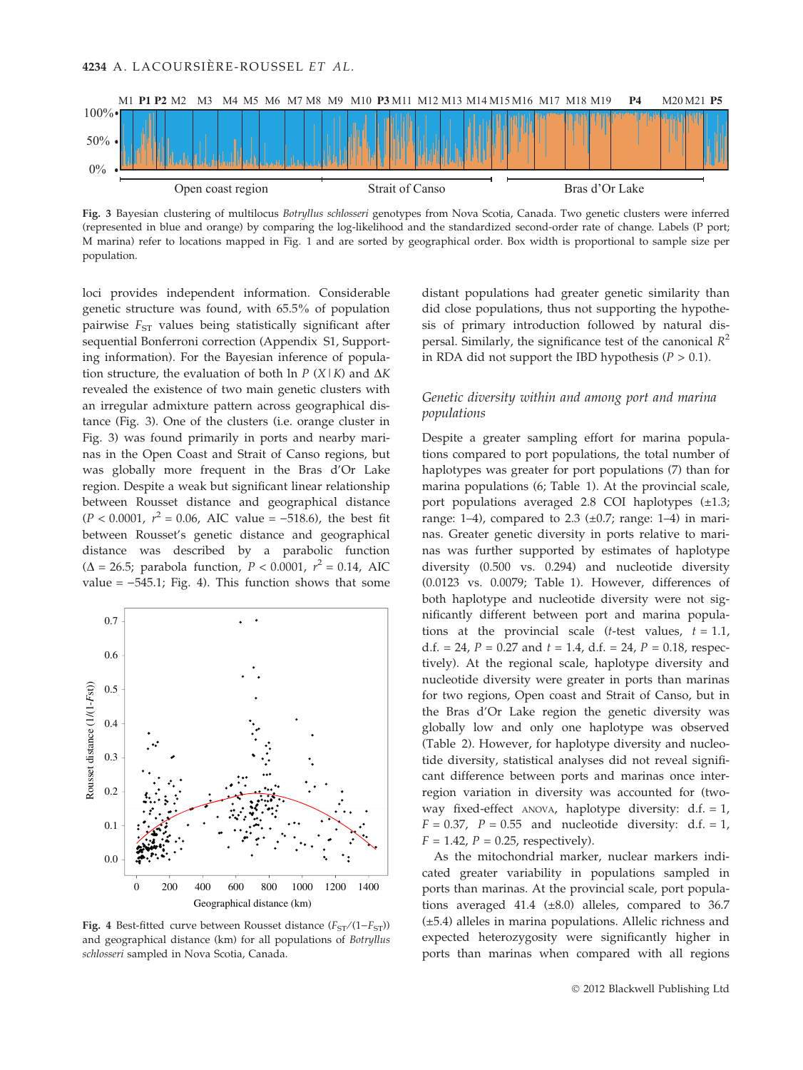Fig. 3 Bayesian clustering of multilocus *Botryllus schlosseri* genotypes from Nova Scotia, Canada. Two genetic clusters were inferred (represented in blue and orange) by comparing the log-likelihood and the standardized second-order rate of change. Labels (P port; M marina) refer to locations mapped in Fig. 1 and are sorted by geographical order. Box width is proportional to sample size per population.

loci provides independent information. Considerable genetic structure was found, with 65.5% of population pairwise $F_{ST}$ values being statistically significant after sequential Bonferroni correction (Appendix S1, Supporting information). For the Bayesian inference of population structure, the evaluation of both ln $P$ ($X$|$K$) and $\Delta K$ revealed the existence of two main genetic clusters with an irregular admixture pattern across geographical distance (Fig. 3). One of the clusters (i.e. orange cluster in Fig. 3) was found primarily in ports and nearby marinas in the Open Coast and Strait of Canso regions, but was globally more frequent in the Bras d'Or Lake region. Despite a weak but significant linear relationship between Rousset distance and geographical distance ($P < 0.0001$, $r^2 = 0.06$, AIC value = −518.6), the best fit between Rousset's genetic distance and geographical distance was described by a parabolic function ($\Delta = 26.5$; parabola function, $P < 0.0001$, $r^2 = 0.14$, AIC value = −545.1; Fig. 4). This function shows that some distant populations had greater genetic similarity than did close populations, thus not supporting the hypothesis of primary introduction followed by natural dispersal. Similarly, the significance test of the canonical $R^2$ in RDA did not support the IBD hypothesis ($P > 0.1$).

Fig. 4 Best-fitted curve between Rousset distance ($F_{ST}/(1-F_{ST})$) and geographical distance (km) for all populations of *Botryllus schlosseri* sampled in Nova Scotia, Canada.

### *Genetic diversity within and among port and marina populations*

Despite a greater sampling effort for marina populations compared to port populations, the total number of haplotypes was greater for port populations (7) than for marina populations (6; Table 1). At the provincial scale, port populations averaged 2.8 COI haplotypes (±1.3; range: 1–4), compared to 2.3 (±0.7; range: 1–4) in marinas. Greater genetic diversity in ports relative to marinas was further supported by estimates of haplotype diversity (0.500 vs. 0.294) and nucleotide diversity (0.0123 vs. 0.0079; Table 1). However, differences of both haplotype and nucleotide diversity were not significantly different between port and marina populations at the provincial scale ($t$-test values, $t = 1.1$, d.f. = 24, $P = 0.27$ and $t = 1.4$, d.f. = 24, $P = 0.18$, respectively). At the regional scale, haplotype diversity and nucleotide diversity were greater in ports than marinas for two regions, Open coast and Strait of Canso, but in the Bras d'Or Lake region the genetic diversity was globally low and only one haplotype was observed (Table 2). However, for haplotype diversity and nucleotide diversity, statistical analyses did not reveal significant difference between ports and marinas once inter-region variation in diversity was accounted for (two-way fixed-effect ANOVA, haplotype diversity: d.f. = 1, $F = 0.37$, $P = 0.55$ and nucleotide diversity: d.f. = 1, $F = 1.42$, $P = 0.25$, respectively).

As the mitochondrial marker, nuclear markers indicated greater variability in populations sampled in ports than marinas. At the provincial scale, port populations averaged 41.4 (±8.0) alleles, compared to 36.7 (±5.4) alleles in marina populations. Allelic richness and expected heterozygosity were significantly higher in ports than marinas when compared with all regions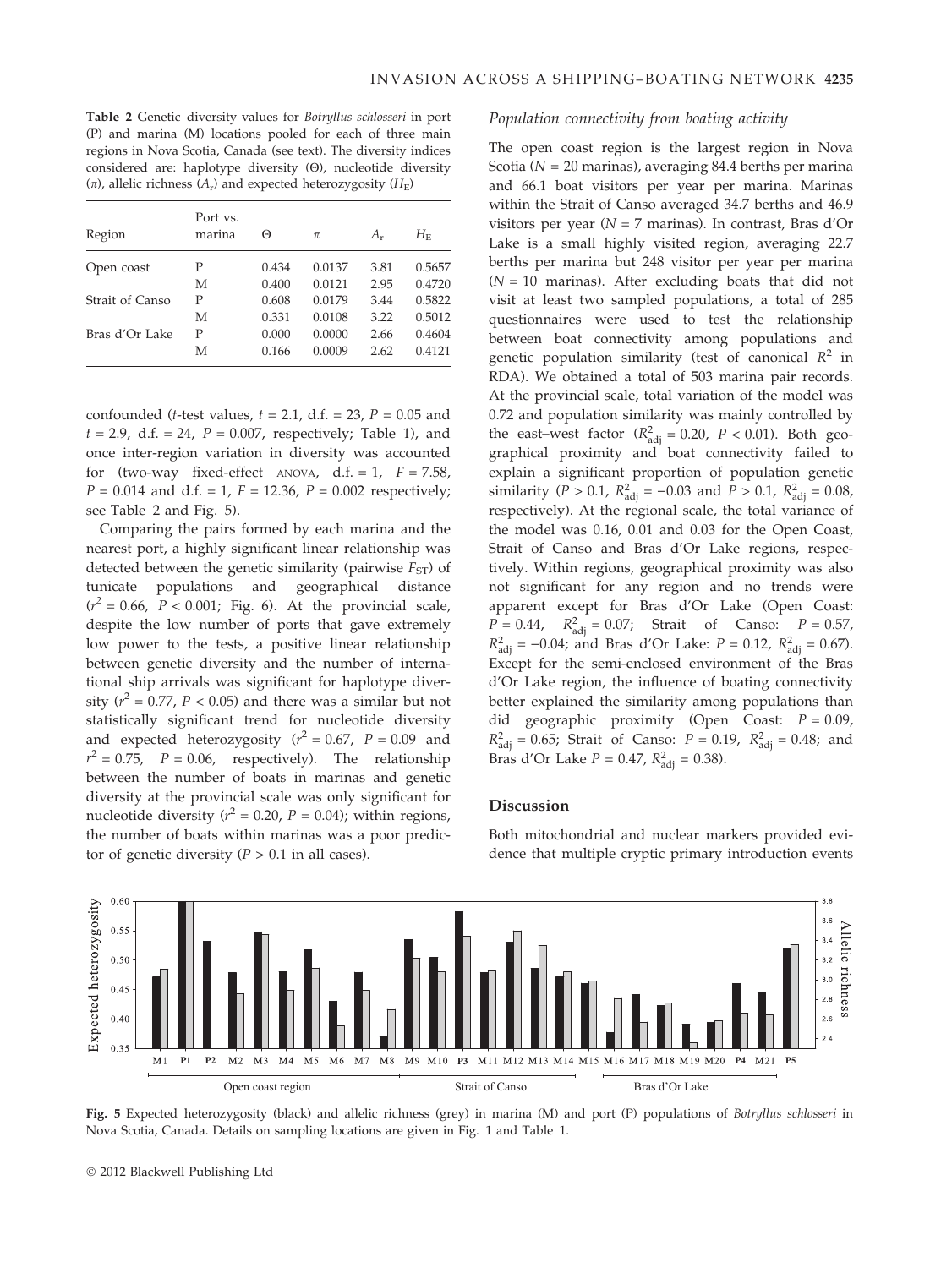**Table 2** Genetic diversity values for *Botryllus schlosseri* in port (P) and marina (M) locations pooled for each of three main regions in Nova Scotia, Canada (see text). The diversity indices considered are: haplotype diversity (Θ), nucleotide diversity (π), allelic richness ($A_r$) and expected heterozygosity ($H_E$)

| Region | Port vs. marina | Θ | π | $A_r$ | $H_E$ |
|---|---|---|---|---|---|
| Open coast | P | 0.434 | 0.0137 | 3.81 | 0.5657 |
| | M | 0.400 | 0.0121 | 2.95 | 0.4720 |
| Strait of Canso | P | 0.608 | 0.0179 | 3.44 | 0.5822 |
| | M | 0.331 | 0.0108 | 3.22 | 0.5012 |
| Bras d'Or Lake | P | 0.000 | 0.0000 | 2.66 | 0.4604 |
| | M | 0.166 | 0.0009 | 2.62 | 0.4121 |

confounded (*t*-test values, $t = 2.1$, d.f. = 23, $P = 0.05$ and $t = 2.9$, d.f. = 24, $P = 0.007$, respectively; Table 1), and once inter-region variation in diversity was accounted for (two-way fixed-effect ANOVA, d.f. = 1, $F = 7.58$, $P = 0.014$ and d.f. = 1, $F = 12.36$, $P = 0.002$ respectively; see Table 2 and Fig. 5).

Comparing the pairs formed by each marina and the nearest port, a highly significant linear relationship was detected between the genetic similarity (pairwise $F_{ST}$) of tunicate populations and geographical distance ($r^2 = 0.66$, $P < 0.001$; Fig. 6). At the provincial scale, despite the low number of ports that gave extremely low power to the tests, a positive linear relationship between genetic diversity and the number of international ship arrivals was significant for haplotype diversity ($r^2 = 0.77$, $P < 0.05$) and there was a similar but not statistically significant trend for nucleotide diversity and expected heterozygosity ($r^2 = 0.67$, $P = 0.09$ and $r^2 = 0.75$, $P = 0.06$, respectively). The relationship between the number of boats in marinas and genetic diversity at the provincial scale was only significant for nucleotide diversity ($r^2 = 0.20$, $P = 0.04$); within regions, the number of boats within marinas was a poor predictor of genetic diversity ($P > 0.1$ in all cases).

### Population connectivity from boating activity

The open coast region is the largest region in Nova Scotia ($N = 20$ marinas), averaging 84.4 berths per marina and 66.1 boat visitors per year per marina. Marinas within the Strait of Canso averaged 34.7 berths and 46.9 visitors per year ($N = 7$ marinas). In contrast, Bras d'Or Lake is a small highly visited region, averaging 22.7 berths per marina but 248 visitor per year per marina ($N = 10$ marinas). After excluding boats that did not visit at least two sampled populations, a total of 285 questionnaires were used to test the relationship between boat connectivity among populations and genetic population similarity (test of canonical $R^2$ in RDA). We obtained a total of 503 marina pair records. At the provincial scale, total variation of the model was 0.72 and population similarity was mainly controlled by the east–west factor ($R^2_{adj} = 0.20$, $P < 0.01$). Both geographical proximity and boat connectivity failed to explain a significant proportion of population genetic similarity ($P > 0.1$, $R^2_{adj} = -0.03$ and $P > 0.1$, $R^2_{adj} = 0.08$, respectively). At the regional scale, the total variance of the model was 0.16, 0.01 and 0.03 for the Open Coast, Strait of Canso and Bras d'Or Lake regions, respectively. Within regions, geographical proximity was also not significant for any region and no trends were apparent except for Bras d'Or Lake (Open Coast: $P = 0.44$, $R^2_{adj} = 0.07$; Strait of Canso: $P = 0.57$, $R^2_{adj} = -0.04$; and Bras d'Or Lake: $P = 0.12$, $R^2_{adj} = 0.67$). Except for the semi-enclosed environment of the Bras d'Or Lake region, the influence of boating connectivity better explained the similarity among populations than did geographic proximity (Open Coast: $P = 0.09$, $R^2_{adj} = 0.65$; Strait of Canso: $P = 0.19$, $R^2_{adj} = 0.48$; and Bras d'Or Lake $P = 0.47$, $R^2_{adj} = 0.38$).

## Discussion

Both mitochondrial and nuclear markers provided evidence that multiple cryptic primary introduction events

**Fig. 5** Expected heterozygosity (black) and allelic richness (grey) in marina (M) and port (P) populations of *Botryllus schlosseri* in Nova Scotia, Canada. Details on sampling locations are given in Fig. 1 and Table 1.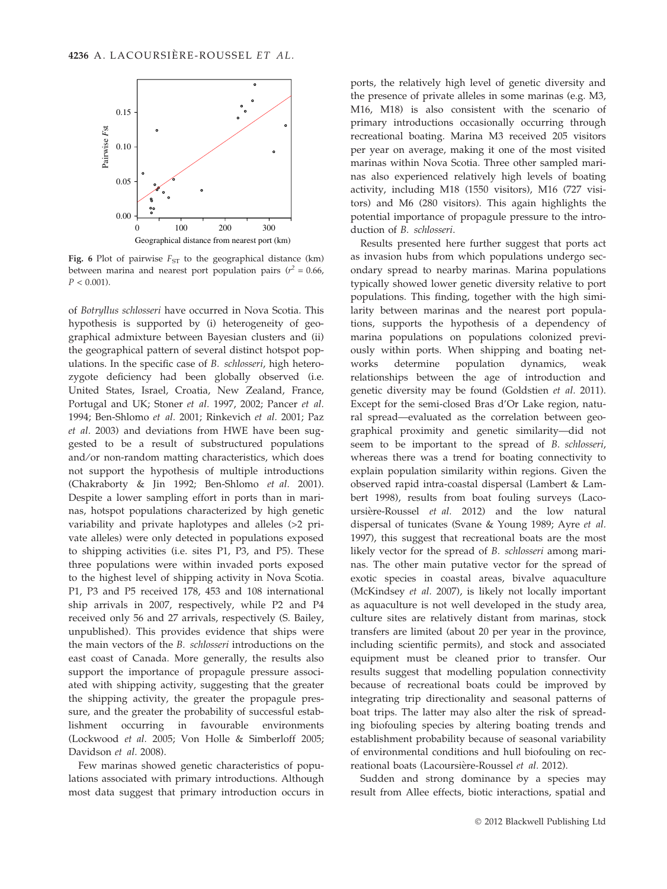Fig. 6 Plot of pairwise $F_{ST}$ to the geographical distance (km) between marina and nearest port population pairs ($r^2 = 0.66$, $P < 0.001$).

of *Botryllus schlosseri* have occurred in Nova Scotia. This hypothesis is supported by (i) heterogeneity of geographical admixture between Bayesian clusters and (ii) the geographical pattern of several distinct hotspot populations. In the specific case of *B. schlosseri*, high heterozygote deficiency had been globally observed (i.e. United States, Israel, Croatia, New Zealand, France, Portugal and UK; Stoner *et al.* 1997, 2002; Pancer *et al.* 1994; Ben-Shlomo *et al.* 2001; Rinkevich *et al.* 2001; Paz *et al.* 2003) and deviations from HWE have been suggested to be a result of substructured populations and/or non-random matting characteristics, which does not support the hypothesis of multiple introductions (Chakraborty & Jin 1992; Ben-Shlomo *et al.* 2001). Despite a lower sampling effort in ports than in marinas, hotspot populations characterized by high genetic variability and private haplotypes and alleles (>2 private alleles) were only detected in populations exposed to shipping activities (i.e. sites P1, P3, and P5). These three populations were within invaded ports exposed to the highest level of shipping activity in Nova Scotia. P1, P3 and P5 received 178, 453 and 108 international ship arrivals in 2007, respectively, while P2 and P4 received only 56 and 27 arrivals, respectively (S. Bailey, unpublished). This provides evidence that ships were the main vectors of the *B. schlosseri* introductions on the east coast of Canada. More generally, the results also support the importance of propagule pressure associated with shipping activity, suggesting that the greater the shipping activity, the greater the propagule pressure, and the greater the probability of successful establishment occurring in favourable environments (Lockwood *et al.* 2005; Von Holle & Simberloff 2005; Davidson *et al.* 2008).

Few marinas showed genetic characteristics of populations associated with primary introductions. Although most data suggest that primary introduction occurs in ports, the relatively high level of genetic diversity and the presence of private alleles in some marinas (e.g. M3, M16, M18) is also consistent with the scenario of primary introductions occasionally occurring through recreational boating. Marina M3 received 205 visitors per year on average, making it one of the most visited marinas within Nova Scotia. Three other sampled marinas also experienced relatively high levels of boating activity, including M18 (1550 visitors), M16 (727 visitors) and M6 (280 visitors). This again highlights the potential importance of propagule pressure to the introduction of *B. schlosseri*.

Results presented here further suggest that ports act as invasion hubs from which populations undergo secondary spread to nearby marinas. Marina populations typically showed lower genetic diversity relative to port populations. This finding, together with the high similarity between marinas and the nearest port populations, supports the hypothesis of a dependency of marina populations on populations colonized previously within ports. When shipping and boating networks determine population dynamics, weak relationships between the age of introduction and genetic diversity may be found (Goldstien *et al.* 2011). Except for the semi-closed Bras d'Or Lake region, natural spread—evaluated as the correlation between geographical proximity and genetic similarity—did not seem to be important to the spread of *B. schlosseri*, whereas there was a trend for boating connectivity to explain population similarity within regions. Given the observed rapid intra-coastal dispersal (Lambert & Lambert 1998), results from boat fouling surveys (Lacoursière-Roussel *et al.* 2012) and the low natural dispersal of tunicates (Svane & Young 1989; Ayre *et al.* 1997), this suggest that recreational boats are the most likely vector for the spread of *B. schlosseri* among marinas. The other main putative vector for the spread of exotic species in coastal areas, bivalve aquaculture (McKindsey *et al.* 2007), is likely not locally important as aquaculture is not well developed in the study area, culture sites are relatively distant from marinas, stock transfers are limited (about 20 per year in the province, including scientific permits), and stock and associated equipment must be cleaned prior to transfer. Our results suggest that modelling population connectivity because of recreational boats could be improved by integrating trip directionality and seasonal patterns of boat trips. The latter may also alter the risk of spreading biofouling species by altering boating trends and establishment probability because of seasonal variability of environmental conditions and hull biofouling on recreational boats (Lacoursière-Roussel *et al.* 2012).

Sudden and strong dominance by a species may result from Allee effects, biotic interactions, spatial and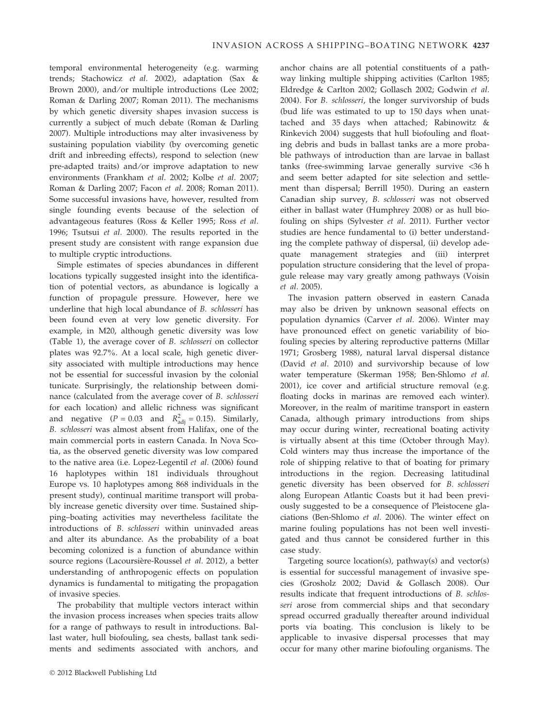temporal environmental heterogeneity (e.g. warming trends; Stachowicz *et al.* 2002), adaptation (Sax & Brown 2000), and/or multiple introductions (Lee 2002; Roman & Darling 2007; Roman 2011). The mechanisms by which genetic diversity shapes invasion success is currently a subject of much debate (Roman & Darling 2007). Multiple introductions may alter invasiveness by sustaining population viability (by overcoming genetic drift and inbreeding effects), respond to selection (new pre-adapted traits) and/or improve adaptation to new environments (Frankham *et al.* 2002; Kolbe *et al.* 2007; Roman & Darling 2007; Facon *et al.* 2008; Roman 2011). Some successful invasions have, however, resulted from single founding events because of the selection of advantageous features (Ross & Keller 1995; Ross *et al.* 1996; Tsutsui *et al.* 2000). The results reported in the present study are consistent with range expansion due to multiple cryptic introductions.

Simple estimates of species abundances in different locations typically suggested insight into the identification of potential vectors, as abundance is logically a function of propagule pressure. However, here we underline that high local abundance of *B. schlosseri* has been found even at very low genetic diversity. For example, in M20, although genetic diversity was low (Table 1), the average cover of *B. schlosseri* on collector plates was 92.7%. At a local scale, high genetic diversity associated with multiple introductions may hence not be essential for successful invasion by the colonial tunicate. Surprisingly, the relationship between dominance (calculated from the average cover of *B. schlosseri* for each location) and allelic richness was significant and negative ($P = 0.03$ and $R^2_{\mathrm{adj}} = 0.15$). Similarly, *B. schlosseri* was almost absent from Halifax, one of the main commercial ports in eastern Canada. In Nova Scotia, as the observed genetic diversity was low compared to the native area (i.e. Lopez-Legentil *et al.* (2006) found 16 haplotypes within 181 individuals throughout Europe vs. 10 haplotypes among 868 individuals in the present study), continual maritime transport will probably increase genetic diversity over time. Sustained shipping–boating activities may nevertheless facilitate the introductions of *B. schlosseri* within uninvaded areas and alter its abundance. As the probability of a boat becoming colonized is a function of abundance within source regions (Lacoursière-Roussel *et al.* 2012), a better understanding of anthropogenic effects on population dynamics is fundamental to mitigating the propagation of invasive species.

The probability that multiple vectors interact within the invasion process increases when species traits allow for a range of pathways to result in introductions. Ballast water, hull biofouling, sea chests, ballast tank sediments and sediments associated with anchors, and anchor chains are all potential constituents of a pathway linking multiple shipping activities (Carlton 1985; Eldredge & Carlton 2002; Gollasch 2002; Godwin *et al.* 2004). For *B. schlosseri*, the longer survivorship of buds (bud life was estimated to up to 150 days when unattached and 35 days when attached; Rabinowitz & Rinkevich 2004) suggests that hull biofouling and floating debris and buds in ballast tanks are a more probable pathways of introduction than are larvae in ballast tanks (free-swimming larvae generally survive <36 h and seem better adapted for site selection and settlement than dispersal; Berrill 1950). During an eastern Canadian ship survey, *B. schlosseri* was not observed either in ballast water (Humphrey 2008) or as hull biofouling on ships (Sylvester *et al.* 2011). Further vector studies are hence fundamental to (i) better understanding the complete pathway of dispersal, (ii) develop adequate management strategies and (iii) interpret population structure considering that the level of propagule release may vary greatly among pathways (Voisin *et al.* 2005).

The invasion pattern observed in eastern Canada may also be driven by unknown seasonal effects on population dynamics (Carver *et al.* 2006). Winter may have pronounced effect on genetic variability of biofouling species by altering reproductive patterns (Millar 1971; Grosberg 1988), natural larval dispersal distance (David *et al.* 2010) and survivorship because of low water temperature (Skerman 1958; Ben-Shlomo *et al.* 2001), ice cover and artificial structure removal (e.g. floating docks in marinas are removed each winter). Moreover, in the realm of maritime transport in eastern Canada, although primary introductions from ships may occur during winter, recreational boating activity is virtually absent at this time (October through May). Cold winters may thus increase the importance of the role of shipping relative to that of boating for primary introductions in the region. Decreasing latitudinal genetic diversity has been observed for *B. schlosseri* along European Atlantic Coasts but it had been previously suggested to be a consequence of Pleistocene glaciations (Ben-Shlomo *et al.* 2006). The winter effect on marine fouling populations has not been well investigated and thus cannot be considered further in this case study.

Targeting source location(s), pathway(s) and vector(s) is essential for successful management of invasive species (Grosholz 2002; David & Gollasch 2008). Our results indicate that frequent introductions of *B. schlosseri* arose from commercial ships and that secondary spread occurred gradually thereafter around individual ports via boating. This conclusion is likely to be applicable to invasive dispersal processes that may occur for many other marine biofouling organisms. The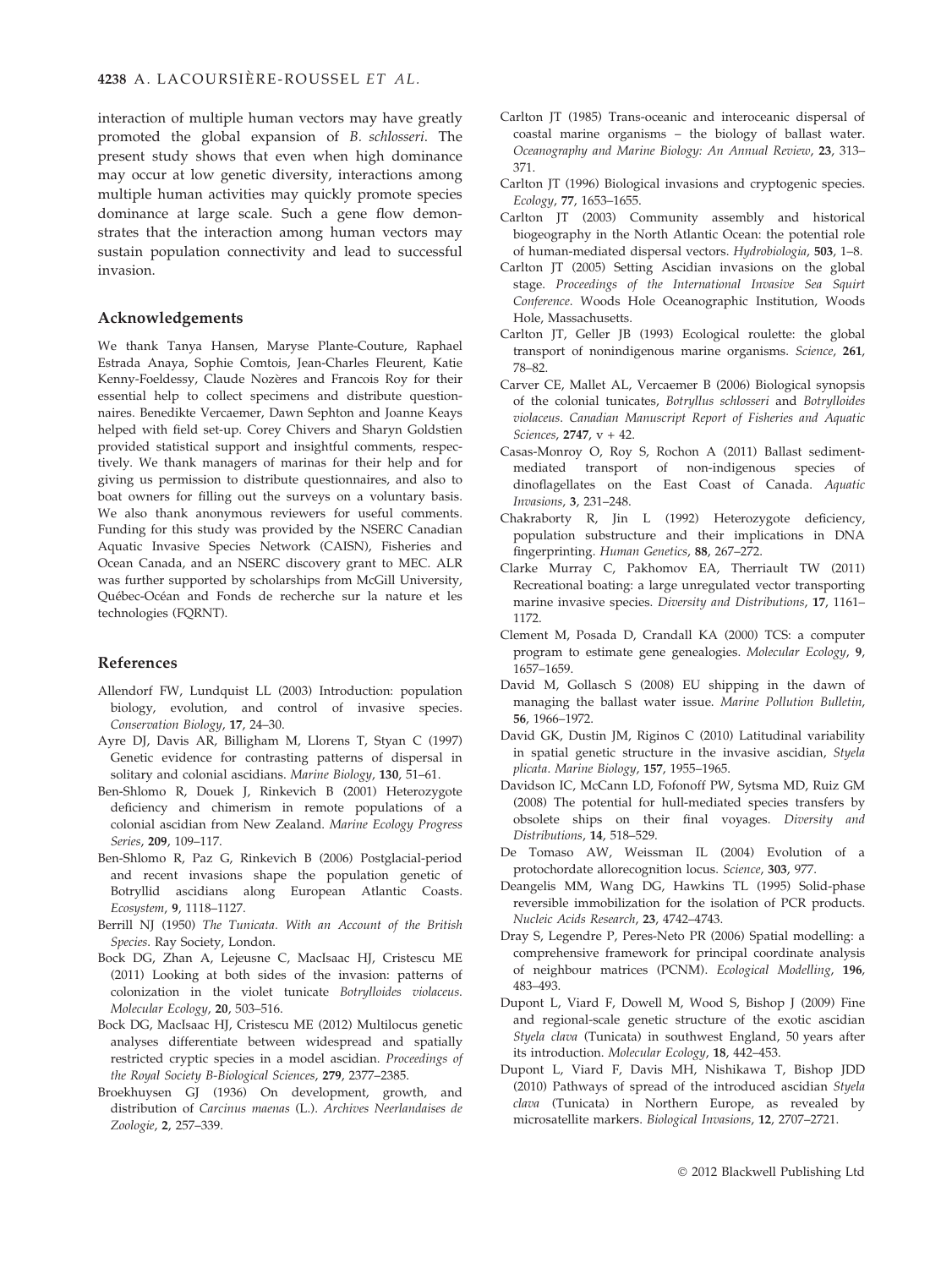interaction of multiple human vectors may have greatly promoted the global expansion of *B. schlosseri*. The present study shows that even when high dominance may occur at low genetic diversity, interactions among multiple human activities may quickly promote species dominance at large scale. Such a gene flow demonstrates that the interaction among human vectors may sustain population connectivity and lead to successful invasion.

## Acknowledgements

We thank Tanya Hansen, Maryse Plante-Couture, Raphael Estrada Anaya, Sophie Comtois, Jean-Charles Fleurent, Katie Kenny-Foeldessy, Claude Nozères and Francois Roy for their essential help to collect specimens and distribute questionnaires. Benedikte Vercaemer, Dawn Sephton and Joanne Keays helped with field set-up. Corey Chivers and Sharyn Goldstien provided statistical support and insightful comments, respectively. We thank managers of marinas for their help and for giving us permission to distribute questionnaires, and also to boat owners for filling out the surveys on a voluntary basis. We also thank anonymous reviewers for useful comments. Funding for this study was provided by the NSERC Canadian Aquatic Invasive Species Network (CAISN), Fisheries and Ocean Canada, and an NSERC discovery grant to MEC. ALR was further supported by scholarships from McGill University, Québec-Océan and Fonds de recherche sur la nature et les technologies (FQRNT).

## References

Allendorf FW, Lundquist LL (2003) Introduction: population biology, evolution, and control of invasive species. *Conservation Biology*, **17**, 24–30.

Ayre DJ, Davis AR, Billigham M, Llorens T, Styan C (1997) Genetic evidence for contrasting patterns of dispersal in solitary and colonial ascidians. *Marine Biology*, **130**, 51–61.

Ben-Shlomo R, Douek J, Rinkevich B (2001) Heterozygote deficiency and chimerism in remote populations of a colonial ascidian from New Zealand. *Marine Ecology Progress Series*, **209**, 109–117.

Ben-Shlomo R, Paz G, Rinkevich B (2006) Postglacial-period and recent invasions shape the population genetic of Botryllid ascidians along European Atlantic Coasts. *Ecosystem*, **9**, 1118–1127.

Berrill NJ (1950) *The Tunicata. With an Account of the British Species*. Ray Society, London.

Bock DG, Zhan A, Lejeusne C, MacIsaac HJ, Cristescu ME (2011) Looking at both sides of the invasion: patterns of colonization in the violet tunicate *Botrylloides violaceus*. *Molecular Ecology*, **20**, 503–516.

Bock DG, MacIsaac HJ, Cristescu ME (2012) Multilocus genetic analyses differentiate between widespread and spatially restricted cryptic species in a model ascidian. *Proceedings of the Royal Society B-Biological Sciences*, **279**, 2377–2385.

Broekhuysen GJ (1936) On development, growth, and distribution of *Carcinus maenas* (L.). *Archives Neerlandaises de Zoologie*, **2**, 257–339.

Carlton JT (1985) Trans-oceanic and interoceanic dispersal of coastal marine organisms – the biology of ballast water. *Oceanography and Marine Biology: An Annual Review*, **23**, 313–371.

Carlton JT (1996) Biological invasions and cryptogenic species. *Ecology*, **77**, 1653–1655.

Carlton JT (2003) Community assembly and historical biogeography in the North Atlantic Ocean: the potential role of human-mediated dispersal vectors. *Hydrobiologia*, **503**, 1–8.

Carlton JT (2005) Setting Ascidian invasions on the global stage. *Proceedings of the International Invasive Sea Squirt Conference*. Woods Hole Oceanographic Institution, Woods Hole, Massachusetts.

Carlton JT, Geller JB (1993) Ecological roulette: the global transport of nonindigenous marine organisms. *Science*, **261**, 78–82.

Carver CE, Mallet AL, Vercaemer B (2006) Biological synopsis of the colonial tunicates, *Botryllus schlosseri* and *Botrylloides violaceus*. *Canadian Manuscript Report of Fisheries and Aquatic Sciences*, **2747**, v + 42.

Casas-Monroy O, Roy S, Rochon A (2011) Ballast sediment-mediated transport of non-indigenous species of dinoflagellates on the East Coast of Canada. *Aquatic Invasions*, **3**, 231–248.

Chakraborty R, Jin L (1992) Heterozygote deficiency, population substructure and their implications in DNA fingerprinting. *Human Genetics*, **88**, 267–272.

Clarke Murray C, Pakhomov EA, Therriault TW (2011) Recreational boating: a large unregulated vector transporting marine invasive species. *Diversity and Distributions*, **17**, 1161–1172.

Clement M, Posada D, Crandall KA (2000) TCS: a computer program to estimate gene genealogies. *Molecular Ecology*, **9**, 1657–1659.

David M, Gollasch S (2008) EU shipping in the dawn of managing the ballast water issue. *Marine Pollution Bulletin*, **56**, 1966–1972.

David GK, Dustin JM, Riginos C (2010) Latitudinal variability in spatial genetic structure in the invasive ascidian, *Styela plicata*. *Marine Biology*, **157**, 1955–1965.

Davidson IC, McCann LD, Fofonoff PW, Sytsma MD, Ruiz GM (2008) The potential for hull-mediated species transfers by obsolete ships on their final voyages. *Diversity and Distributions*, **14**, 518–529.

De Tomaso AW, Weissman IL (2004) Evolution of a protochordate allorecognition locus. *Science*, **303**, 977.

Deangelis MM, Wang DG, Hawkins TL (1995) Solid-phase reversible immobilization for the isolation of PCR products. *Nucleic Acids Research*, **23**, 4742–4743.

Dray S, Legendre P, Peres-Neto PR (2006) Spatial modelling: a comprehensive framework for principal coordinate analysis of neighbour matrices (PCNM). *Ecological Modelling*, **196**, 483–493.

Dupont L, Viard F, Dowell M, Wood S, Bishop J (2009) Fine and regional-scale genetic structure of the exotic ascidian *Styela clava* (Tunicata) in southwest England, 50 years after its introduction. *Molecular Ecology*, **18**, 442–453.

Dupont L, Viard F, Davis MH, Nishikawa T, Bishop JDD (2010) Pathways of spread of the introduced ascidian *Styela clava* (Tunicata) in Northern Europe, as revealed by microsatellite markers. *Biological Invasions*, **12**, 2707–2721.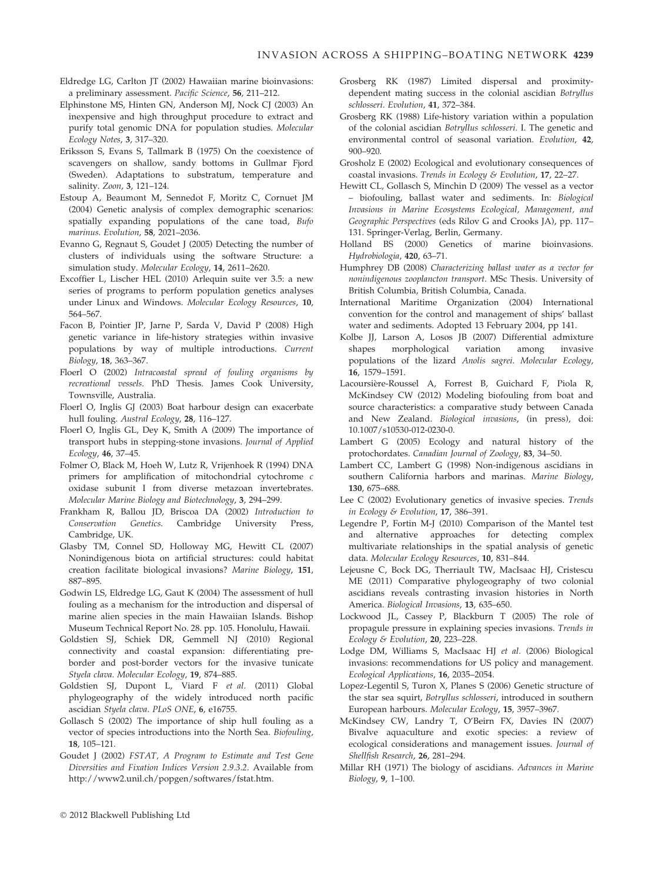Eldredge LG, Carlton JT (2002) Hawaiian marine bioinvasions: a preliminary assessment. *Pacific Science*, **56**, 211–212.

Elphinstone MS, Hinten GN, Anderson MJ, Nock CJ (2003) An inexpensive and high throughput procedure to extract and purify total genomic DNA for population studies. *Molecular Ecology Notes*, **3**, 317–320.

Eriksson S, Evans S, Tallmark B (1975) On the coexistence of scavengers on shallow, sandy bottoms in Gullmar Fjord (Sweden). Adaptations to substratum, temperature and salinity. *Zoon*, **3**, 121–124.

Estoup A, Beaumont M, Sennedot F, Moritz C, Cornuet JM (2004) Genetic analysis of complex demographic scenarios: spatially expanding populations of the cane toad, *Bufo marinus*. *Evolution*, **58**, 2021–2036.

Evanno G, Regnaut S, Goudet J (2005) Detecting the number of clusters of individuals using the software Structure: a simulation study. *Molecular Ecology*, **14**, 2611–2620.

Excoffier L, Lischer HEL (2010) Arlequin suite ver 3.5: a new series of programs to perform population genetics analyses under Linux and Windows. *Molecular Ecology Resources*, **10**, 564–567.

Facon B, Pointier JP, Jarne P, Sarda V, David P (2008) High genetic variance in life-history strategies within invasive populations by way of multiple introductions. *Current Biology*, **18**, 363–367.

Floerl O (2002) *Intracoastal spread of fouling organisms by recreational vessels*. PhD Thesis. James Cook University, Townsville, Australia.

Floerl O, Inglis GJ (2003) Boat harbour design can exacerbate hull fouling. *Austral Ecology*, **28**, 116–127.

Floerl O, Inglis GL, Dey K, Smith A (2009) The importance of transport hubs in stepping-stone invasions. *Journal of Applied Ecology*, **46**, 37–45.

Folmer O, Black M, Hoeh W, Lutz R, Vrijenhoek R (1994) DNA primers for amplification of mitochondrial cytochrome *c* oxidase subunit I from diverse metazoan invertebrates. *Molecular Marine Biology and Biotechnology*, **3**, 294–299.

Frankham R, Ballou JD, Briscoa DA (2002) *Introduction to Conservation Genetics*. Cambridge University Press, Cambridge, UK.

Glasby TM, Connel SD, Holloway MG, Hewitt CL (2007) Nonindigenous biota on artificial structures: could habitat creation facilitate biological invasions? *Marine Biology*, **151**, 887–895.

Godwin LS, Eldredge LG, Gaut K (2004) The assessment of hull fouling as a mechanism for the introduction and dispersal of marine alien species in the main Hawaiian Islands. Bishop Museum Technical Report No. 28. pp. 105. Honolulu, Hawaii.

Goldstien SJ, Schiek DR, Gemmell NJ (2010) Regional connectivity and coastal expansion: differentiating pre-border and post-border vectors for the invasive tunicate *Styela clava*. *Molecular Ecology*, **19**, 874–885.

Goldstien SJ, Dupont L, Viard F *et al.* (2011) Global phylogeography of the widely introduced north pacific ascidian *Styela clava*. *PLoS ONE*, **6**, e16755.

Gollasch S (2002) The importance of ship hull fouling as a vector of species introductions into the North Sea. *Biofouling*, **18**, 105–121.

Goudet J (2002) *FSTAT, A Program to Estimate and Test Gene Diversities and Fixation Indices Version 2.9.3.2*. Available from http://www2.unil.ch/popgen/softwares/fstat.htm.

Grosberg RK (1987) Limited dispersal and proximity-dependent mating success in the colonial ascidian *Botryllus schlosseri*. *Evolution*, **41**, 372–384.

Grosberg RK (1988) Life-history variation within a population of the colonial ascidian *Botryllus schlosseri*. I. The genetic and environmental control of seasonal variation. *Evolution*, **42**, 900–920.

Grosholz E (2002) Ecological and evolutionary consequences of coastal invasions. *Trends in Ecology & Evolution*, **17**, 22–27.

Hewitt CL, Gollasch S, Minchin D (2009) The vessel as a vector – biofouling, ballast water and sediments. In: *Biological Invasions in Marine Ecosystems Ecological, Management, and Geographic Perspectives* (eds Rilov G and Crooks JA), pp. 117–131. Springer-Verlag, Berlin, Germany.

Holland BS (2000) Genetics of marine bioinvasions. *Hydrobiologia*, **420**, 63–71.

Humphrey DB (2008) *Characterizing ballast water as a vector for nonindigenous zooplancton transport*. MSc Thesis. University of British Columbia, British Columbia, Canada.

International Maritime Organization (2004) International convention for the control and management of ships' ballast water and sediments. Adopted 13 February 2004, pp 141.

Kolbe JJ, Larson A, Losos JB (2007) Differential admixture shapes morphological variation among invasive populations of the lizard *Anolis sagrei*. *Molecular Ecology*, **16**, 1579–1591.

Lacoursière-Roussel A, Forrest B, Guichard F, Piola R, McKindsey CW (2012) Modeling biofouling from boat and source characteristics: a comparative study between Canada and New Zealand. *Biological invasions*, (in press), doi: 10.1007/s10530-012-0230-0.

Lambert G (2005) Ecology and natural history of the protochordates. *Canadian Journal of Zoology*, **83**, 34–50.

Lambert CC, Lambert G (1998) Non-indigenous ascidians in southern California harbors and marinas. *Marine Biology*, **130**, 675–688.

Lee C (2002) Evolutionary genetics of invasive species. *Trends in Ecology & Evolution*, **17**, 386–391.

Legendre P, Fortin M-J (2010) Comparison of the Mantel test and alternative approaches for detecting complex multivariate relationships in the spatial analysis of genetic data. *Molecular Ecology Resources*, **10**, 831–844.

Lejeusne C, Bock DG, Therriault TW, MacIsaac HJ, Cristescu ME (2011) Comparative phylogeography of two colonial ascidians reveals contrasting invasion histories in North America. *Biological Invasions*, **13**, 635–650.

Lockwood JL, Cassey P, Blackburn T (2005) The role of propagule pressure in explaining species invasions. *Trends in Ecology & Evolution*, **20**, 223–228.

Lodge DM, Williams S, MacIsaac HJ *et al.* (2006) Biological invasions: recommendations for US policy and management. *Ecological Applications*, **16**, 2035–2054.

Lopez-Legentil S, Turon X, Planes S (2006) Genetic structure of the star sea squirt, *Botryllus schlosseri*, introduced in southern European harbours. *Molecular Ecology*, **15**, 3957–3967.

McKindsey CW, Landry T, O'Beirn FX, Davies IN (2007) Bivalve aquaculture and exotic species: a review of ecological considerations and management issues. *Journal of Shellfish Research*, **26**, 281–294.

Millar RH (1971) The biology of ascidians. *Advances in Marine Biology*, **9**, 1–100.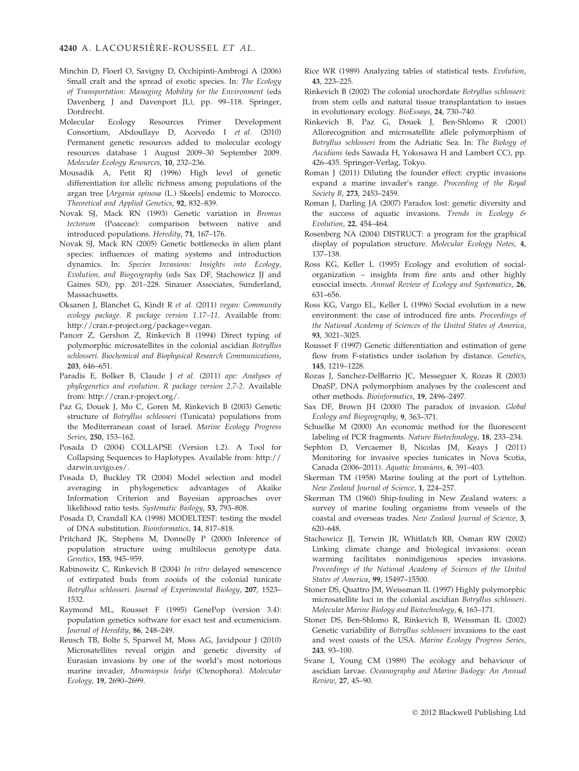Minchin D, Floerl O, Savigny D, Occhipinti-Ambrogi A (2006) Small craft and the spread of exotic species. In: *The Ecology of Transportation: Managing Mobility for the Environment* (eds Davenberg J and Davenport JL), pp. 99–118. Springer, Dordrecht.

Molecular Ecology Resources Primer Development Consortium, Abdoullaye D, Acevedo I *et al.* (2010) Permanent genetic resources added to molecular ecology resources database 1 August 2009–30 September 2009. *Molecular Ecology Resources*, **10**, 232–236.

Mousadik A, Petit RJ (1996) High level of genetic differentiation for allelic richness among populations of the argan tree [*Argania spinosa* (L.) Skeels] endemic to Morocco. *Theoretical and Applied Genetics*, **92**, 832–839.

Novak SJ, Mack RN (1993) Genetic variation in *Bromus tectorum* (Poaceae): comparison between native and introduced populations. *Heredity*, **71**, 167–176.

Novak SJ, Mack RN (2005) Genetic bottlenecks in alien plant species: influences of mating systems and introduction dynamics. In: *Species Invasions: Insights into Ecology, Evolution, and Biogeography* (eds Sax DF, Stachowicz JJ and Gaines SD), pp. 201–228. Sinauer Associates, Sunderland, Massachusetts.

Oksanen J, Blanchet G, Kindt R *et al.* (2011) *vegan: Community ecology package. R package version 1.17–11*. Available from: http://cran.r-project.org/package=vegan.

Pancer Z, Gershon Z, Rinkevich B (1994) Direct typing of polymorphic microsatellites in the colonial ascidian *Botryllus schlosseri*. *Biochemical and Biophysical Research Communications*, **203**, 646–651.

Paradis E, Bolker B, Claude J *et al.* (2011) *ape: Analyses of phylogenetics and evolution. R package version 2.7-2*. Available from: http://cran.r-project.org/.

Paz G, Douek J, Mo C, Goren M, Rinkevich B (2003) Genetic structure of *Botryllus schlosseri* (Tunicata) populations from the Mediterranean coast of Israel. *Marine Ecology Progress Series*, **250**, 153–162.

Posada D (2004) COLLAPSE (Version 1.2). A Tool for Collapsing Sequences to Haplotypes. Available from: http://darwin.uvigo.es/.

Posada D, Buckley TR (2004) Model selection and model averaging in phylogenetics: advantages of Akaike Information Criterion and Bayesian approaches over likelihood ratio tests. *Systematic Biology*, **53**, 793–808.

Posada D, Crandall KA (1998) MODELTEST: testing the model of DNA substitution. *Bioinformatics*, **14**, 817–818.

Pritchard JK, Stephens M, Donnelly P (2000) Inference of population structure using multilocus genotype data. *Genetics*, **155**, 945–959.

Rabinowitz C, Rinkevich B (2004) *In vitro* delayed senescence of extirpated buds from zooids of the colonial tunicate *Botryllus schlosseri*. *Journal of Experimental Biology*, **207**, 1523–1532.

Raymond ML, Rousset F (1995) GenePop (version 3.4): population genetics software for exact test and ecumenicism. *Journal of Heredity*, **86**, 248–249.

Reusch TB, Bolte S, Sparwel M, Moss AG, Javidpour J (2010) Microsatellites reveal origin and genetic diversity of Eurasian invasions by one of the world's most notorious marine invader, *Mnemiopsis leidyi* (Ctenophora). *Molecular Ecology*, **19**, 2690–2699.

Rice WR (1989) Analyzing tables of statistical tests. *Evolution*, **43**, 223–225.

Rinkevich B (2002) The colonial urochordate *Botryllus schlosseri*: from stem cells and natural tissue transplantation to issues in evolutionary ecology. *BioEssays*, **24**, 730–740.

Rinkevich B, Paz G, Douek J, Ben-Shlomo R (2001) Allorecognition and microsatellite allele polymorphism of *Botryllus schlosseri* from the Adriatic Sea. In: *The Biology of Ascidians* (eds Sawada H, Yokosawa H and Lambert CC), pp. 426–435. Springer-Verlag, Tokyo.

Roman J (2011) Diluting the founder effect: cryptic invasions expand a marine invader's range. *Proceeding of the Royal Society B*, **273**, 2453–2459.

Roman J, Darling JA (2007) Paradox lost: genetic diversity and the success of aquatic invasions. *Trends in Ecology & Evolution*, **22**, 454–464.

Rosenberg NA (2004) DISTRUCT: a program for the graphical display of population structure. *Molecular Ecology Notes*, **4**, 137–138.

Ross KG, Keller L (1995) Ecology and evolution of social-organization – insights from fire ants and other highly eusocial insects. *Annual Review of Ecology and Systematics*, **26**, 631–656.

Ross KG, Vargo EL, Keller L (1996) Social evolution in a new environment: the case of introduced fire ants. *Proceedings of the National Academy of Sciences of the United States of America*, **93**, 3021–3025.

Rousset F (1997) Genetic differentiation and estimation of gene flow from F-statistics under isolation by distance. *Genetics*, **145**, 1219–1228.

Rozas J, Sanchez-DelBarrio JC, Messeguer X, Rozas R (2003) DnaSP, DNA polymorphism analyses by the coalescent and other methods. *Bioinformatics*, **19**, 2496–2497.

Sax DF, Brown JH (2000) The paradox of invasion. *Global Ecology and Biogeography*, **9**, 363–371.

Schuelke M (2000) An economic method for the fluorescent labeling of PCR fragments. *Nature Biotechnology*, **18**, 233–234.

Sephton D, Vercaemer B, Nicolas JM, Keays J (2011) Monitoring for invasive species tunicates in Nova Scotia, Canada (2006–2011). *Aquatic Invasions*, **6**, 391–403.

Skerman TM (1958) Marine fouling at the port of Lyttelton. *New Zealand Journal of Science*, **1**, 224–257.

Skerman TM (1960) Ship-fouling in New Zealand waters: a survey of marine fouling organisms from vessels of the coastal and overseas trades. *New Zealand Journal of Science*, **3**, 620–648.

Stachowicz JJ, Terwin JR, Whitlatch RB, Osman RW (2002) Linking climate change and biological invasions: ocean warming facilitates nonindigenous species invasions. *Proceedings of the National Academy of Sciences of the United States of America*, **99**, 15497–15500.

Stoner DS, Quattro JM, Weissman IL (1997) Highly polymorphic microsatellite loci in the colonial ascidian *Botryllus schlosseri*. *Molecular Marine Biology and Biotechnology*, **6**, 163–171.

Stoner DS, Ben-Shlomo R, Rinkevich B, Weissman IL (2002) Genetic variability of *Botryllus schlosseri* invasions to the east and west coasts of the USA. *Marine Ecology Progress Series*, **243**, 93–100.

Svane I, Young CM (1989) The ecology and behaviour of ascidian larvae. *Oceanography and Marine Biology: An Annual Review*, **27**, 45–90.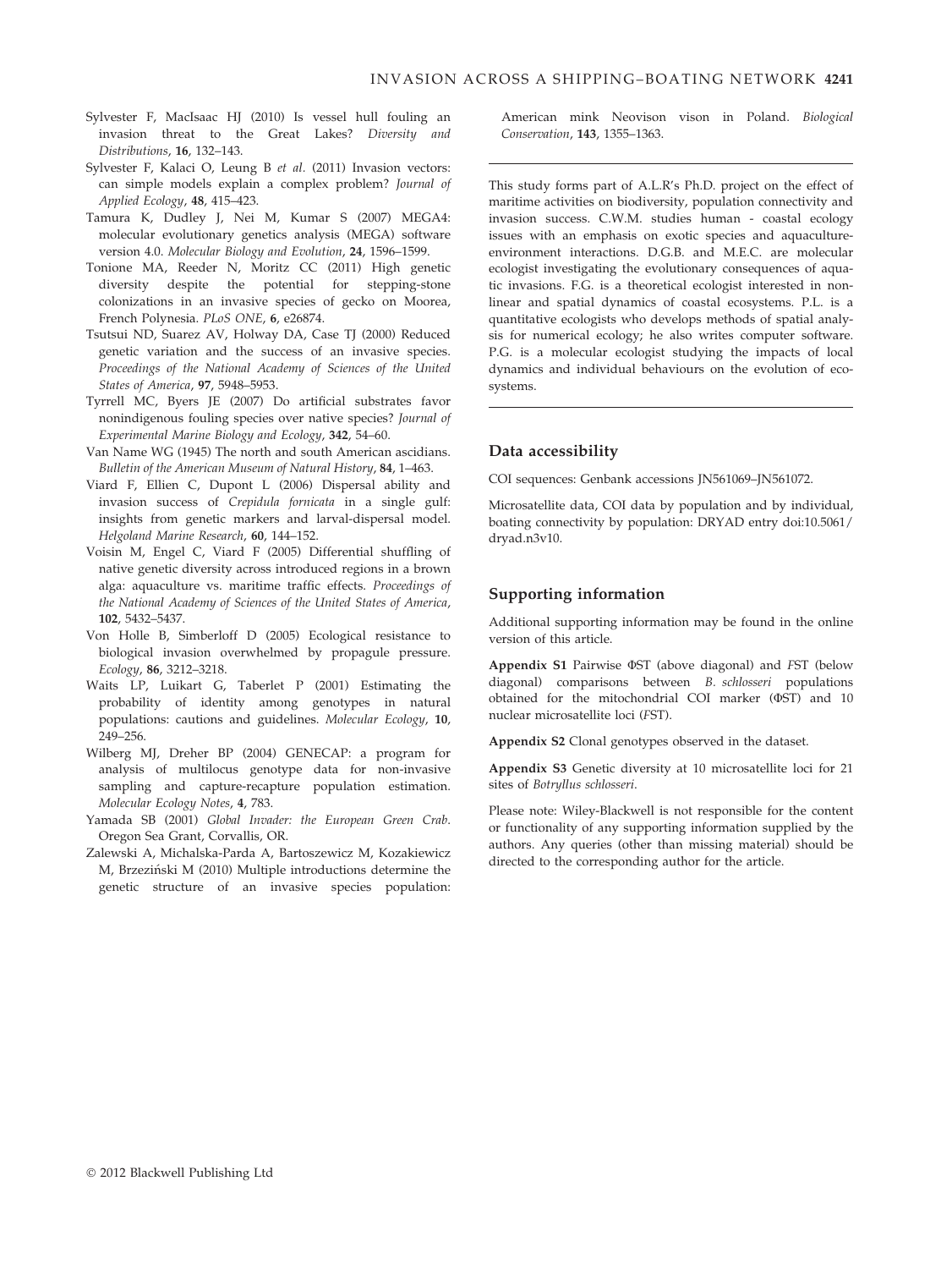Sylvester F, MacIsaac HJ (2010) Is vessel hull fouling an invasion threat to the Great Lakes? *Diversity and Distributions*, **16**, 132–143.

Sylvester F, Kalaci O, Leung B *et al.* (2011) Invasion vectors: can simple models explain a complex problem? *Journal of Applied Ecology*, **48**, 415–423.

Tamura K, Dudley J, Nei M, Kumar S (2007) MEGA4: molecular evolutionary genetics analysis (MEGA) software version 4.0. *Molecular Biology and Evolution*, **24**, 1596–1599.

Tonione MA, Reeder N, Moritz CC (2011) High genetic diversity despite the potential for stepping-stone colonizations in an invasive species of gecko on Moorea, French Polynesia. *PLoS ONE*, **6**, e26874.

Tsutsui ND, Suarez AV, Holway DA, Case TJ (2000) Reduced genetic variation and the success of an invasive species. *Proceedings of the National Academy of Sciences of the United States of America*, **97**, 5948–5953.

Tyrrell MC, Byers JE (2007) Do artificial substrates favor nonindigenous fouling species over native species? *Journal of Experimental Marine Biology and Ecology*, **342**, 54–60.

Van Name WG (1945) The north and south American ascidians. *Bulletin of the American Museum of Natural History*, **84**, 1–463.

Viard F, Ellien C, Dupont L (2006) Dispersal ability and invasion success of *Crepidula fornicata* in a single gulf: insights from genetic markers and larval-dispersal model. *Helgoland Marine Research*, **60**, 144–152.

Voisin M, Engel C, Viard F (2005) Differential shuffling of native genetic diversity across introduced regions in a brown alga: aquaculture vs. maritime traffic effects. *Proceedings of the National Academy of Sciences of the United States of America*, **102**, 5432–5437.

Von Holle B, Simberloff D (2005) Ecological resistance to biological invasion overwhelmed by propagule pressure. *Ecology*, **86**, 3212–3218.

Waits LP, Luikart G, Taberlet P (2001) Estimating the probability of identity among genotypes in natural populations: cautions and guidelines. *Molecular Ecology*, **10**, 249–256.

Wilberg MJ, Dreher BP (2004) GENECAP: a program for analysis of multilocus genotype data for non-invasive sampling and capture-recapture population estimation. *Molecular Ecology Notes*, **4**, 783.

Yamada SB (2001) *Global Invader: the European Green Crab*. Oregon Sea Grant, Corvallis, OR.

Zalewski A, Michalska-Parda A, Bartoszewicz M, Kozakiewicz M, Brzeziński M (2010) Multiple introductions determine the genetic structure of an invasive species population: American mink Neovison vison in Poland. *Biological Conservation*, **143**, 1355–1363.

---

This study forms part of A.L.R's Ph.D. project on the effect of maritime activities on biodiversity, population connectivity and invasion success. C.W.M. studies human - coastal ecology issues with an emphasis on exotic species and aquaculture-environment interactions. D.G.B. and M.E.C. are molecular ecologist investigating the evolutionary consequences of aquatic invasions. F.G. is a theoretical ecologist interested in non-linear and spatial dynamics of coastal ecosystems. P.L. is a quantitative ecologists who develops methods of spatial analysis for numerical ecology; he also writes computer software. P.G. is a molecular ecologist studying the impacts of local dynamics and individual behaviours on the evolution of ecosystems.

---

## Data accessibility

COI sequences: Genbank accessions JN561069–JN561072.

Microsatellite data, COI data by population and by individual, boating connectivity by population: DRYAD entry doi:10.5061/dryad.n3v10.

## Supporting information

Additional supporting information may be found in the online version of this article.

**Appendix S1** Pairwise ΦST (above diagonal) and *F*ST (below diagonal) comparisons between *B. schlosseri* populations obtained for the mitochondrial COI marker (ΦST) and 10 nuclear microsatellite loci (*F*ST).

**Appendix S2** Clonal genotypes observed in the dataset.

**Appendix S3** Genetic diversity at 10 microsatellite loci for 21 sites of *Botryllus schlosseri*.

Please note: Wiley-Blackwell is not responsible for the content or functionality of any supporting information supplied by the authors. Any queries (other than missing material) should be directed to the corresponding author for the article.